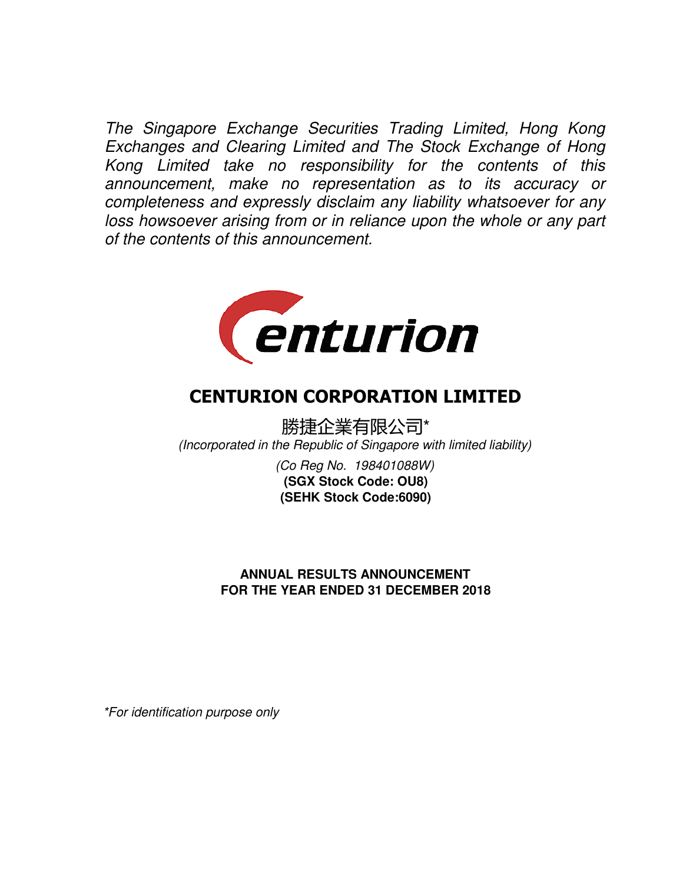*The Singapore Exchange Securities Trading Limited, Hong Kong Exchanges and Clearing Limited and The Stock Exchange of Hong Kong Limited take no responsibility for the contents of this announcement, make no representation as to its accuracy or completeness and expressly disclaim any liability whatsoever for any loss howsoever arising from or in reliance upon the whole or any part of the contents of this announcement.*

# CENTURION CORPORATION LIMITED

勝捷企業有限公司*

*(Incorporated in the Republic of Singapore with limited liability)*

*(Co Reg No. 198401088W)*

**(SGX Stock Code: OU8)**

**(SEHK Stock Code:6090)**

## ANNUAL RESULTS ANNOUNCEMENT
## FOR THE YEAR ENDED 31 DECEMBER 2018

*For identification purpose only*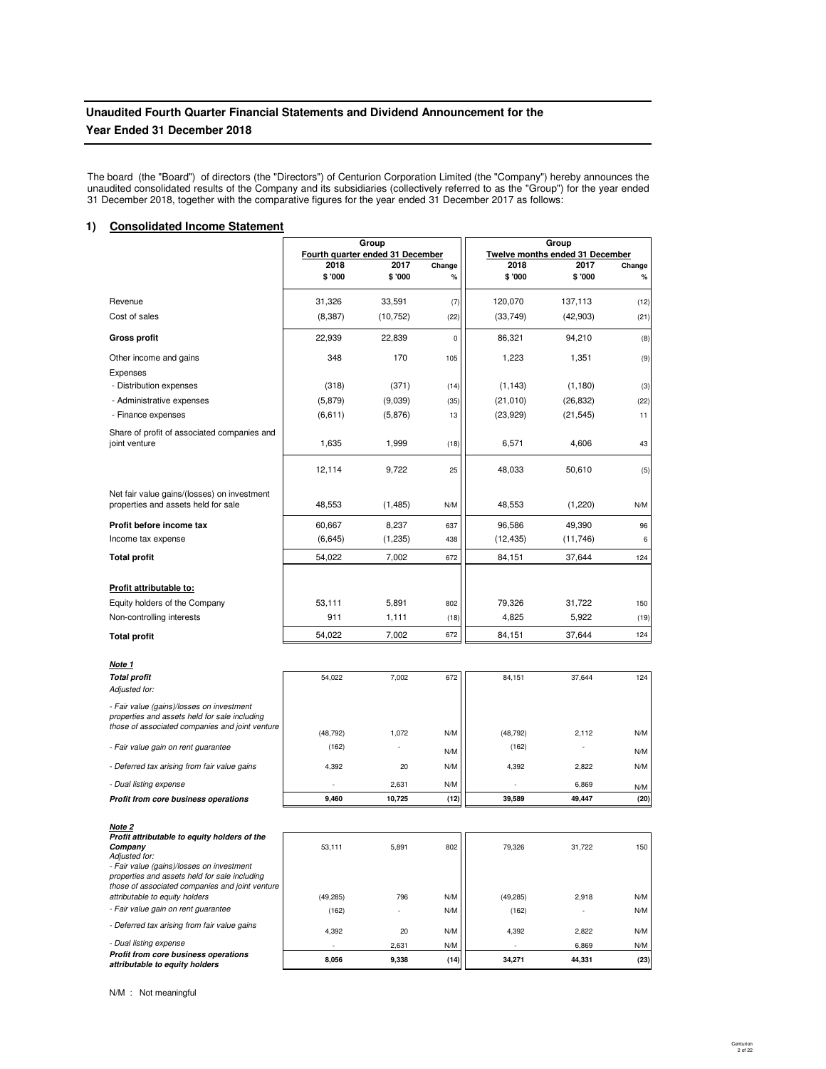## Unaudited Fourth Quarter Financial Statements and Dividend Announcement for the Year Ended 31 December 2018

The board (the "Board") of directors (the "Directors") of Centurion Corporation Limited (the "Company") hereby announces the unaudited consolidated results of the Company and its subsidiaries (collectively referred to as the "Group") for the year ended 31 December 2018, together with the comparative figures for the year ended 31 December 2017 as follows:

### 1) Consolidated Income Statement

| | Group | | | Group | | |
|---|---|---|---|---|---|---|
| | Fourth quarter ended 31 December | | | Twelve months ended 31 December | | |
| | 2018 | 2017 | Change | 2018 | 2017 | Change |
| | $ '000 | $ '000 | % | $ '000 | $ '000 | % |
| Revenue | 31,326 | 33,591 | (7) | 120,070 | 137,113 | (12) |
| Cost of sales | (8,387) | (10,752) | (22) | (33,749) | (42,903) | (21) |
| **Gross profit** | 22,939 | 22,839 | 0 | 86,321 | 94,210 | (8) |
| Other income and gains | 348 | 170 | 105 | 1,223 | 1,351 | (9) |
| Expenses | | | | | | |
| - Distribution expenses | (318) | (371) | (14) | (1,143) | (1,180) | (3) |
| - Administrative expenses | (5,879) | (9,039) | (35) | (21,010) | (26,832) | (22) |
| - Finance expenses | (6,611) | (5,876) | 13 | (23,929) | (21,545) | 11 |
| Share of profit of associated companies and joint venture | 1,635 | 1,999 | (18) | 6,571 | 4,606 | 43 |
| | 12,114 | 9,722 | 25 | 48,033 | 50,610 | (5) |
| Net fair value gains/(losses) on investment properties and assets held for sale | 48,553 | (1,485) | N/M | 48,553 | (1,220) | N/M |
| **Profit before income tax** | 60,667 | 8,237 | 637 | 96,586 | 49,390 | 96 |
| Income tax expense | (6,645) | (1,235) | 438 | (12,435) | (11,746) | 6 |
| **Total profit** | 54,022 | 7,002 | 672 | 84,151 | 37,644 | 124 |
| **Profit attributable to:** | | | | | | |
| Equity holders of the Company | 53,111 | 5,891 | 802 | 79,326 | 31,722 | 150 |
| Non-controlling interests | 911 | 1,111 | (18) | 4,825 | 5,922 | (19) |
| **Total profit** | 54,022 | 7,002 | 672 | 84,151 | 37,644 | 124 |

***Note 1***

| | | | | | | |
|---|---|---|---|---|---|---|
| ***Total profit*** | 54,022 | 7,002 | 672 | 84,151 | 37,644 | 124 |
| *Adjusted for:* | | | | | | |
| *- Fair value (gains)/losses on investment properties and assets held for sale including those of associated companies and joint venture* | (48,792) | 1,072 | N/M | (48,792) | 2,112 | N/M |
| *- Fair value gain on rent guarantee* | (162) | - | N/M | (162) | - | N/M |
| *- Deferred tax arising from fair value gains* | 4,392 | 20 | N/M | 4,392 | 2,822 | N/M |
| *- Dual listing expense* | - | 2,631 | N/M | - | 6,869 | N/M |
| ***Profit from core business operations*** | **9,460** | **10,725** | **(12)** | **39,589** | **49,447** | **(20)** |

***Note 2***

| | | | | | | |
|---|---|---|---|---|---|---|
| ***Profit attributable to equity holders of the Company*** | 53,111 | 5,891 | 802 | 79,326 | 31,722 | 150 |
| *Adjusted for:* | | | | | | |
| *- Fair value (gains)/losses on investment properties and assets held for sale including those of associated companies and joint venture attributable to equity holders* | (49,285) | 796 | N/M | (49,285) | 2,918 | N/M |
| *- Fair value gain on rent guarantee* | (162) | - | N/M | (162) | - | N/M |
| *- Deferred tax arising from fair value gains* | 4,392 | 20 | N/M | 4,392 | 2,822 | N/M |
| *- Dual listing expense* | - | 2,631 | N/M | - | 6,869 | N/M |
| ***Profit from core business operations attributable to equity holders*** | **8,056** | **9,338** | **(14)** | **34,271** | **44,331** | **(23)** |

N/M : Not meaningful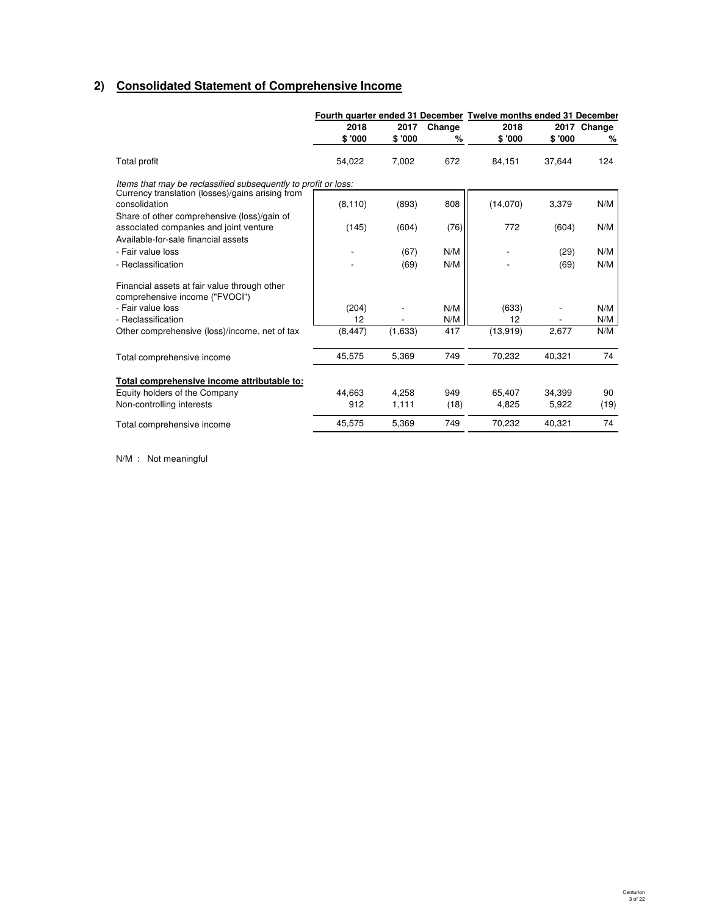## 2) Consolidated Statement of Comprehensive Income

| | Fourth quarter ended 31 December | | | Twelve months ended 31 December | | |
|---|---|---|---|---|---|---|
| | 2018 | 2017 | Change | 2018 | 2017 | Change |
| | $ '000 | $ '000 | % | $ '000 | $ '000 | % |
| Total profit | 54,022 | 7,002 | 672 | 84,151 | 37,644 | 124 |
| *Items that may be reclassified subsequently to profit or loss:* | | | | | | |
| Currency translation (losses)/gains arising from consolidation | (8,110) | (893) | 808 | (14,070) | 3,379 | N/M |
| Share of other comprehensive (loss)/gain of associated companies and joint venture | (145) | (604) | (76) | 772 | (604) | N/M |
| Available-for-sale financial assets | | | | | | |
| - Fair value loss | - | (67) | N/M | - | (29) | N/M |
| - Reclassification | - | (69) | N/M | - | (69) | N/M |
| Financial assets at fair value through other comprehensive income ("FVOCI") | | | | | | |
| - Fair value loss | (204) | - | N/M | (633) | - | N/M |
| - Reclassification | 12 | - | N/M | 12 | - | N/M |
| Other comprehensive (loss)/income, net of tax | (8,447) | (1,633) | 417 | (13,919) | 2,677 | N/M |
| Total comprehensive income | 45,575 | 5,369 | 749 | 70,232 | 40,321 | 74 |
| **Total comprehensive income attributable to:** | | | | | | |
| Equity holders of the Company | 44,663 | 4,258 | 949 | 65,407 | 34,399 | 90 |
| Non-controlling interests | 912 | 1,111 | (18) | 4,825 | 5,922 | (19) |
| Total comprehensive income | 45,575 | 5,369 | 749 | 70,232 | 40,321 | 74 |

N/M : Not meaningful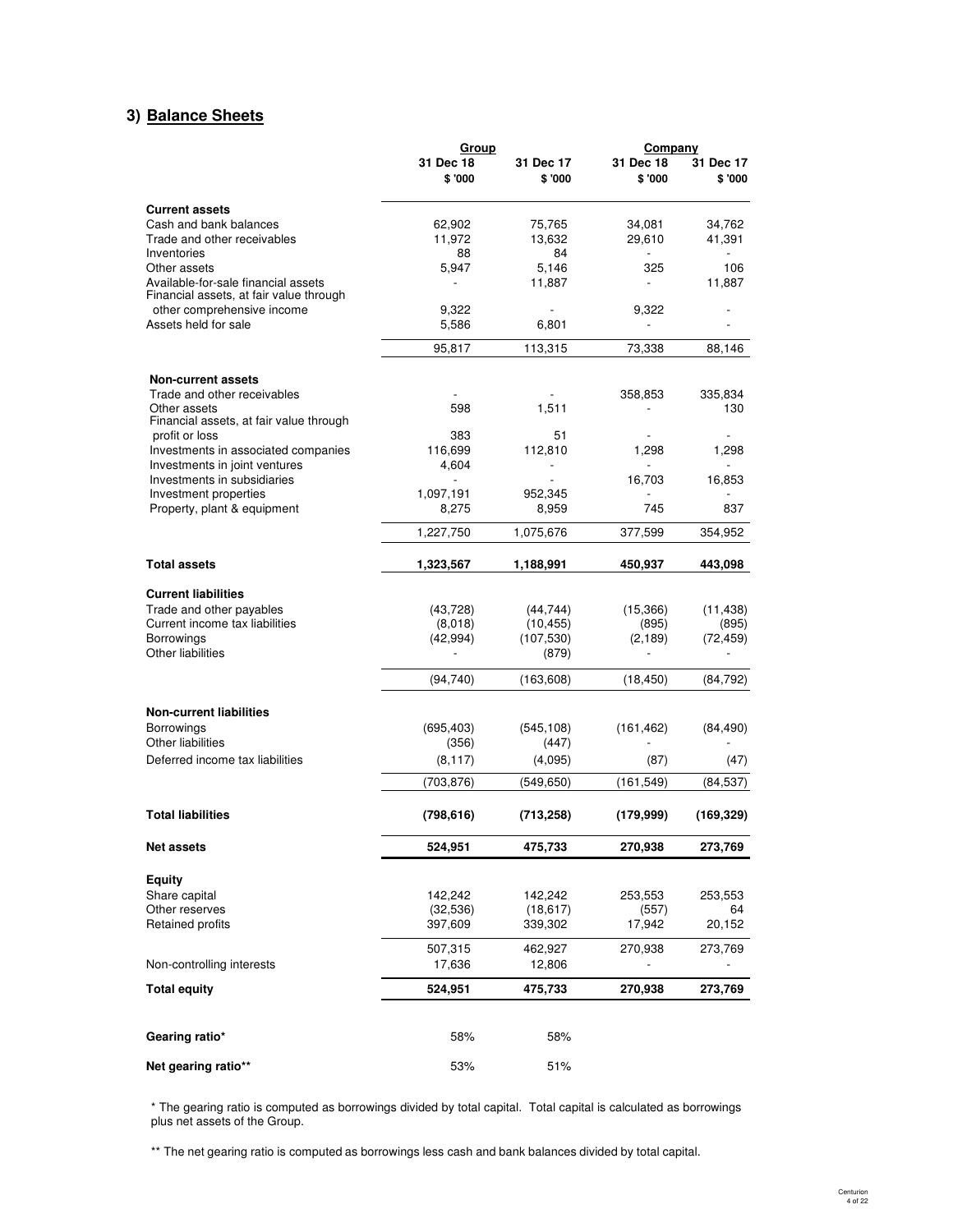## 3) Balance Sheets

| | Group | | Company | |
|---|---|---|---|---|
| | 31 Dec 18 | 31 Dec 17 | 31 Dec 18 | 31 Dec 17 |
| | $ '000 | $ '000 | $ '000 | $ '000 |
| **Current assets** | | | | |
| Cash and bank balances | 62,902 | 75,765 | 34,081 | 34,762 |
| Trade and other receivables | 11,972 | 13,632 | 29,610 | 41,391 |
| Inventories | 88 | 84 | - | - |
| Other assets | 5,947 | 5,146 | 325 | 106 |
| Available-for-sale financial assets | - | 11,887 | - | 11,887 |
| Financial assets, at fair value through other comprehensive income | 9,322 | - | 9,322 | - |
| Assets held for sale | 5,586 | 6,801 | - | - |
| | 95,817 | 113,315 | 73,338 | 88,146 |
| **Non-current assets** | | | | |
| Trade and other receivables | - | - | 358,853 | 335,834 |
| Other assets | 598 | 1,511 | - | 130 |
| Financial assets, at fair value through profit or loss | 383 | 51 | - | - |
| Investments in associated companies | 116,699 | 112,810 | 1,298 | 1,298 |
| Investments in joint ventures | 4,604 | - | - | - |
| Investments in subsidiaries | - | - | 16,703 | 16,853 |
| Investment properties | 1,097,191 | 952,345 | - | - |
| Property, plant & equipment | 8,275 | 8,959 | 745 | 837 |
| | 1,227,750 | 1,075,676 | 377,599 | 354,952 |
| **Total assets** | **1,323,567** | **1,188,991** | **450,937** | **443,098** |
| **Current liabilities** | | | | |
| Trade and other payables | (43,728) | (44,744) | (15,366) | (11,438) |
| Current income tax liabilities | (8,018) | (10,455) | (895) | (895) |
| Borrowings | (42,994) | (107,530) | (2,189) | (72,459) |
| Other liabilities | - | (879) | - | - |
| | (94,740) | (163,608) | (18,450) | (84,792) |
| **Non-current liabilities** | | | | |
| Borrowings | (695,403) | (545,108) | (161,462) | (84,490) |
| Other liabilities | (356) | (447) | - | - |
| Deferred income tax liabilities | (8,117) | (4,095) | (87) | (47) |
| | (703,876) | (549,650) | (161,549) | (84,537) |
| **Total liabilities** | **(798,616)** | **(713,258)** | **(179,999)** | **(169,329)** |
| **Net assets** | **524,951** | **475,733** | **270,938** | **273,769** |
| **Equity** | | | | |
| Share capital | 142,242 | 142,242 | 253,553 | 253,553 |
| Other reserves | (32,536) | (18,617) | (557) | 64 |
| Retained profits | 397,609 | 339,302 | 17,942 | 20,152 |
| | 507,315 | 462,927 | 270,938 | 273,769 |
| Non-controlling interests | 17,636 | 12,806 | - | - |
| **Total equity** | **524,951** | **475,733** | **270,938** | **273,769** |
| **Gearing ratio*** | 58% | 58% | | |
| **Net gearing ratio**** | 53% | 51% | | |

* The gearing ratio is computed as borrowings divided by total capital. Total capital is calculated as borrowings plus net assets of the Group.

** The net gearing ratio is computed as borrowings less cash and bank balances divided by total capital.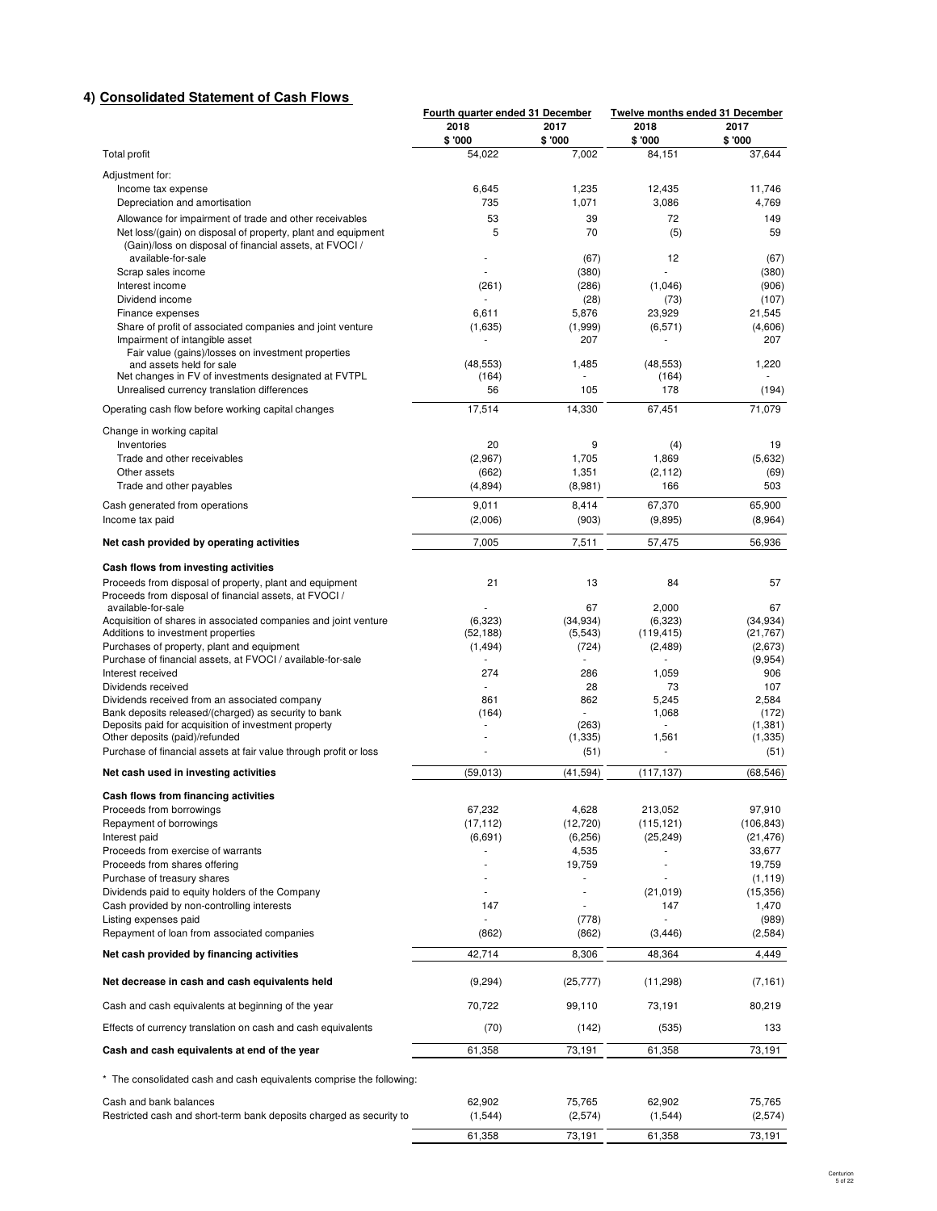## 4) Consolidated Statement of Cash Flows

| | Fourth quarter ended 31 December | | Twelve months ended 31 December | |
|---|---|---|---|---|
| | 2018 | 2017 | 2018 | 2017 |
| | $ '000 | $ '000 | $ '000 | $ '000 |
| Total profit | 54,022 | 7,002 | 84,151 | 37,644 |
| Adjustment for: | | | | |
| Income tax expense | 6,645 | 1,235 | 12,435 | 11,746 |
| Depreciation and amortisation | 735 | 1,071 | 3,086 | 4,769 |
| Allowance for impairment of trade and other receivables | 53 | 39 | 72 | 149 |
| Net loss/(gain) on disposal of property, plant and equipment | 5 | 70 | (5) | 59 |
| (Gain)/loss on disposal of financial assets, at FVOCI / available-for-sale | - | (67) | 12 | (67) |
| Scrap sales income | - | (380) | - | (380) |
| Interest income | (261) | (286) | (1,046) | (906) |
| Dividend income | - | (28) | (73) | (107) |
| Finance expenses | 6,611 | 5,876 | 23,929 | 21,545 |
| Share of profit of associated companies and joint venture | (1,635) | (1,999) | (6,571) | (4,606) |
| Impairment of intangible asset | - | 207 | - | 207 |
| Fair value (gains)/losses on investment properties and assets held for sale | (48,553) | 1,485 | (48,553) | 1,220 |
| Net changes in FV of investments designated at FVTPL | (164) | - | (164) | - |
| Unrealised currency translation differences | 56 | 105 | 178 | (194) |
| Operating cash flow before working capital changes | 17,514 | 14,330 | 67,451 | 71,079 |
| Change in working capital | | | | |
| Inventories | 20 | 9 | (4) | 19 |
| Trade and other receivables | (2,967) | 1,705 | 1,869 | (5,632) |
| Other assets | (662) | 1,351 | (2,112) | (69) |
| Trade and other payables | (4,894) | (8,981) | 166 | 503 |
| Cash generated from operations | 9,011 | 8,414 | 67,370 | 65,900 |
| Income tax paid | (2,006) | (903) | (9,895) | (8,964) |
| **Net cash provided by operating activities** | 7,005 | 7,511 | 57,475 | 56,936 |
| **Cash flows from investing activities** | | | | |
| Proceeds from disposal of property, plant and equipment | 21 | 13 | 84 | 57 |
| Proceeds from disposal of financial assets, at FVOCI / available-for-sale | - | 67 | 2,000 | 67 |
| Acquisition of shares in associated companies and joint venture | (6,323) | (34,934) | (6,323) | (34,934) |
| Additions to investment properties | (52,188) | (5,543) | (119,415) | (21,767) |
| Purchases of property, plant and equipment | (1,494) | (724) | (2,489) | (2,673) |
| Purchase of financial assets, at FVOCI / available-for-sale | - | - | - | (9,954) |
| Interest received | 274 | 286 | 1,059 | 906 |
| Dividends received | - | 28 | 73 | 107 |
| Dividends received from an associated company | 861 | 862 | 5,245 | 2,584 |
| Bank deposits released/(charged) as security to bank | (164) | - | 1,068 | (172) |
| Deposits paid for acquisition of investment property | - | (263) | - | (1,381) |
| Other deposits (paid)/refunded | - | (1,335) | 1,561 | (1,335) |
| Purchase of financial assets at fair value through profit or loss | - | (51) | - | (51) |
| **Net cash used in investing activities** | (59,013) | (41,594) | (117,137) | (68,546) |
| **Cash flows from financing activities** | | | | |
| Proceeds from borrowings | 67,232 | 4,628 | 213,052 | 97,910 |
| Repayment of borrowings | (17,112) | (12,720) | (115,121) | (106,843) |
| Interest paid | (6,691) | (6,256) | (25,249) | (21,476) |
| Proceeds from exercise of warrants | - | 4,535 | - | 33,677 |
| Proceeds from shares offering | - | 19,759 | - | 19,759 |
| Purchase of treasury shares | - | - | - | (1,119) |
| Dividends paid to equity holders of the Company | - | - | (21,019) | (15,356) |
| Cash provided by non-controlling interests | 147 | - | 147 | 1,470 |
| Listing expenses paid | - | (778) | - | (989) |
| Repayment of loan from associated companies | (862) | (862) | (3,446) | (2,584) |
| **Net cash provided by financing activities** | 42,714 | 8,306 | 48,364 | 4,449 |
| **Net decrease in cash and cash equivalents held** | (9,294) | (25,777) | (11,298) | (7,161) |
| Cash and cash equivalents at beginning of the year | 70,722 | 99,110 | 73,191 | 80,219 |
| Effects of currency translation on cash and cash equivalents | (70) | (142) | (535) | 133 |
| **Cash and cash equivalents at end of the year** | 61,358 | 73,191 | 61,358 | 73,191 |

\* The consolidated cash and cash equivalents comprise the following:

| | | | | |
|---|---|---|---|---|
| Cash and bank balances | 62,902 | 75,765 | 62,902 | 75,765 |
| Restricted cash and short-term bank deposits charged as security to | (1,544) | (2,574) | (1,544) | (2,574) |
| | 61,358 | 73,191 | 61,358 | 73,191 |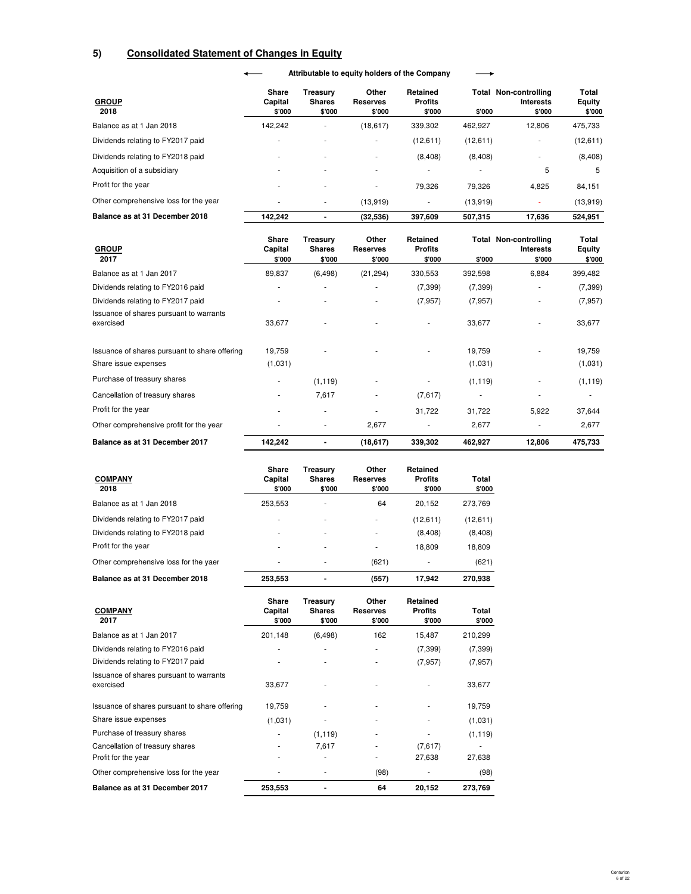## 5) Consolidated Statement of Changes in Equity

| GROUP 2018 | Share Capital $'000 | Treasury Shares $'000 | Other Reserves $'000 | Retained Profits $'000 | Total $'000 | Non-controlling Interests $'000 | Total Equity $'000 |
|---|---|---|---|---|---|---|---|
| | ← Attributable to equity holders of the Company → | | | | | | |
| Balance as at 1 Jan 2018 | 142,242 | - | (18,617) | 339,302 | 462,927 | 12,806 | 475,733 |
| Dividends relating to FY2017 paid | - | - | - | (12,611) | (12,611) | - | (12,611) |
| Dividends relating to FY2018 paid | - | - | - | (8,408) | (8,408) | - | (8,408) |
| Acquisition of a subsidiary | - | - | - | - | - | 5 | 5 |
| Profit for the year | - | - | - | 79,326 | 79,326 | 4,825 | 84,151 |
| Other comprehensive loss for the year | - | - | (13,919) | - | (13,919) | - | (13,919) |
| **Balance as at 31 December 2018** | **142,242** | **-** | **(32,536)** | **397,609** | **507,315** | **17,636** | **524,951** |

| GROUP 2017 | Share Capital $'000 | Treasury Shares $'000 | Other Reserves $'000 | Retained Profits $'000 | Total $'000 | Non-controlling Interests $'000 | Total Equity $'000 |
|---|---|---|---|---|---|---|---|
| Balance as at 1 Jan 2017 | 89,837 | (6,498) | (21,294) | 330,553 | 392,598 | 6,884 | 399,482 |
| Dividends relating to FY2016 paid | - | - | - | (7,399) | (7,399) | - | (7,399) |
| Dividends relating to FY2017 paid | - | - | - | (7,957) | (7,957) | - | (7,957) |
| Issuance of shares pursuant to warrants exercised | 33,677 | - | - | - | 33,677 | - | 33,677 |
| Issuance of shares pursuant to share offering | 19,759 | - | - | - | 19,759 | - | 19,759 |
| Share issue expenses | (1,031) | | | | (1,031) | | (1,031) |
| Purchase of treasury shares | - | (1,119) | - | - | (1,119) | - | (1,119) |
| Cancellation of treasury shares | - | 7,617 | - | (7,617) | - | - | - |
| Profit for the year | - | - | - | 31,722 | 31,722 | 5,922 | 37,644 |
| Other comprehensive profit for the year | - | - | 2,677 | - | 2,677 | - | 2,677 |
| **Balance as at 31 December 2017** | **142,242** | **-** | **(18,617)** | **339,302** | **462,927** | **12,806** | **475,733** |

| COMPANY 2018 | Share Capital $'000 | Treasury Shares $'000 | Other Reserves $'000 | Retained Profits $'000 | Total $'000 |
|---|---|---|---|---|---|
| Balance as at 1 Jan 2018 | 253,553 | - | 64 | 20,152 | 273,769 |
| Dividends relating to FY2017 paid | - | - | - | (12,611) | (12,611) |
| Dividends relating to FY2018 paid | - | - | - | (8,408) | (8,408) |
| Profit for the year | - | - | - | 18,809 | 18,809 |
| Other comprehensive loss for the yaer | - | - | (621) | - | (621) |
| **Balance as at 31 December 2018** | **253,553** | **-** | **(557)** | **17,942** | **270,938** |

| COMPANY 2017 | Share Capital $'000 | Treasury Shares $'000 | Other Reserves $'000 | Retained Profits $'000 | Total $'000 |
|---|---|---|---|---|---|
| Balance as at 1 Jan 2017 | 201,148 | (6,498) | 162 | 15,487 | 210,299 |
| Dividends relating to FY2016 paid | - | - | - | (7,399) | (7,399) |
| Dividends relating to FY2017 paid | - | - | - | (7,957) | (7,957) |
| Issuance of shares pursuant to warrants exercised | 33,677 | - | - | - | 33,677 |
| Issuance of shares pursuant to share offering | 19,759 | - | - | - | 19,759 |
| Share issue expenses | (1,031) | - | - | - | (1,031) |
| Purchase of treasury shares | - | (1,119) | - | - | (1,119) |
| Cancellation of treasury shares | - | 7,617 | - | (7,617) | - |
| Profit for the year | - | - | - | 27,638 | 27,638 |
| Other comprehensive loss for the year | - | - | (98) | - | (98) |
| **Balance as at 31 December 2017** | **253,553** | **-** | **64** | **20,152** | **273,769** |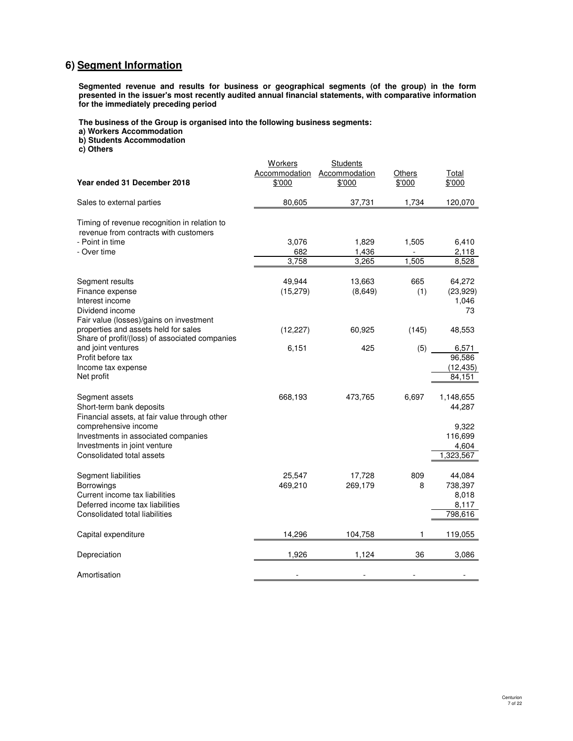## 6) Segment Information

**Segmented revenue and results for business or geographical segments (of the group) in the form presented in the issuer's most recently audited annual financial statements, with comparative information for the immediately preceding period**

**The business of the Group is organised into the following business segments:**
**a) Workers Accommodation**
**b) Students Accommodation**
**c) Others**

| Year ended 31 December 2018 | Workers Accommodation $'000 | Students Accommodation $'000 | Others $'000 | Total $'000 |
|---|---|---|---|---|
| Sales to external parties | 80,605 | 37,731 | 1,734 | 120,070 |
| | | | | |
| Timing of revenue recognition in relation to revenue from contracts with customers | | | | |
| - Point in time | 3,076 | 1,829 | 1,505 | 6,410 |
| - Over time | 682 | 1,436 | - | 2,118 |
| | 3,758 | 3,265 | 1,505 | 8,528 |
| | | | | |
| Segment results | 49,944 | 13,663 | 665 | 64,272 |
| Finance expense | (15,279) | (8,649) | (1) | (23,929) |
| Interest income | | | | 1,046 |
| Dividend income | | | | 73 |
| Fair value (losses)/gains on investment properties and assets held for sales | (12,227) | 60,925 | (145) | 48,553 |
| Share of profit/(loss) of associated companies and joint ventures | 6,151 | 425 | (5) | 6,571 |
| Profit before tax | | | | 96,586 |
| Income tax expense | | | | (12,435) |
| Net profit | | | | 84,151 |
| | | | | |
| Segment assets | 668,193 | 473,765 | 6,697 | 1,148,655 |
| Short-term bank deposits | | | | 44,287 |
| Financial assets, at fair value through other comprehensive income | | | | 9,322 |
| Investments in associated companies | | | | 116,699 |
| Investments in joint venture | | | | 4,604 |
| Consolidated total assets | | | | 1,323,567 |
| | | | | |
| Segment liabilities | 25,547 | 17,728 | 809 | 44,084 |
| Borrowings | 469,210 | 269,179 | 8 | 738,397 |
| Current income tax liabilities | | | | 8,018 |
| Deferred income tax liabilities | | | | 8,117 |
| Consolidated total liabilities | | | | 798,616 |
| | | | | |
| Capital expenditure | 14,296 | 104,758 | 1 | 119,055 |
| | | | | |
| Depreciation | 1,926 | 1,124 | 36 | 3,086 |
| | | | | |
| Amortisation | - | - | - | - |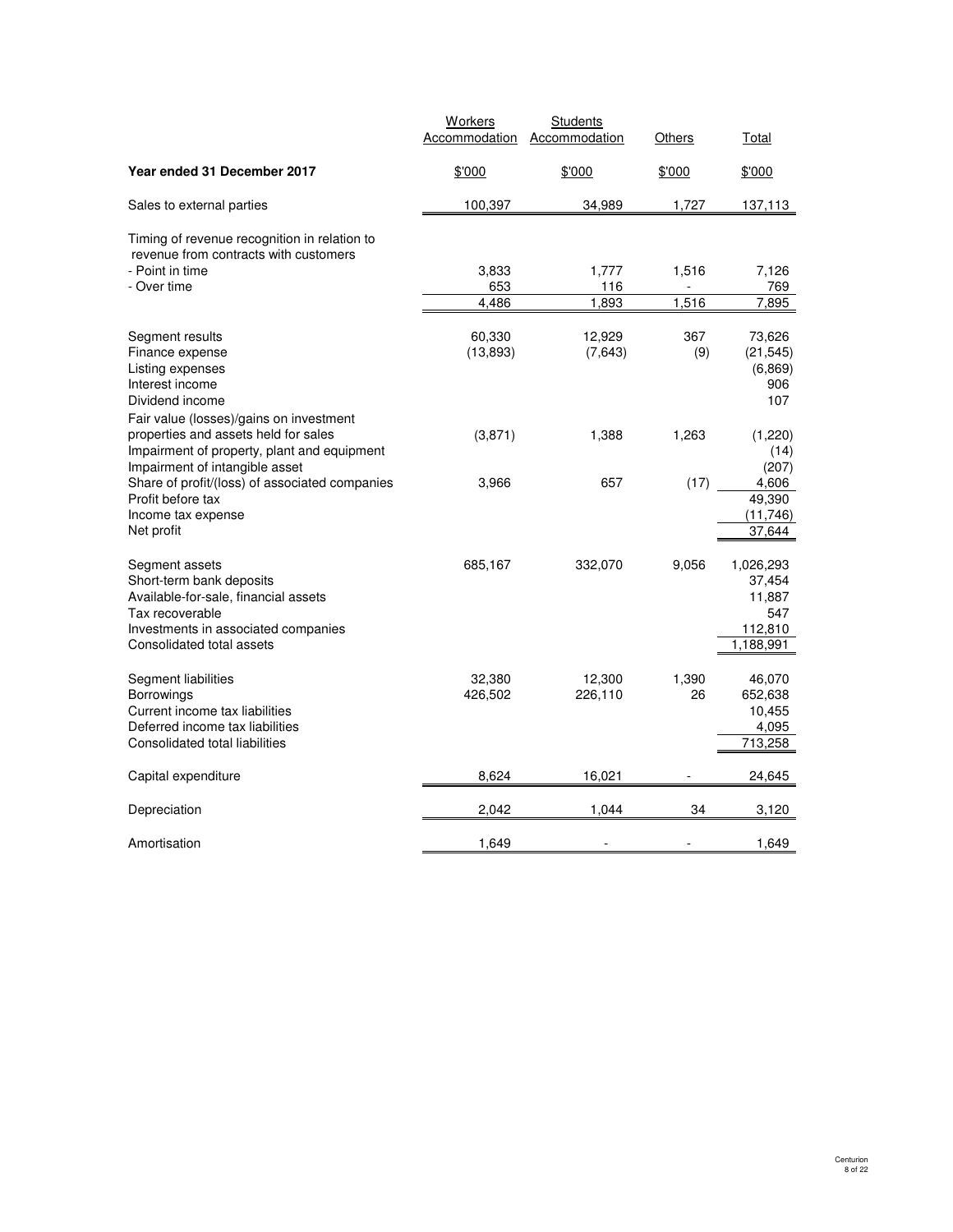| | Workers Accommodation | Students Accommodation | Others | Total |
|---|---|---|---|---|
| **Year ended 31 December 2017** | $'000 | $'000 | $'000 | $'000 |
| Sales to external parties | 100,397 | 34,989 | 1,727 | 137,113 |
| Timing of revenue recognition in relation to revenue from contracts with customers | | | | |
| - Point in time | 3,833 | 1,777 | 1,516 | 7,126 |
| - Over time | 653 | 116 | - | 769 |
| | 4,486 | 1,893 | 1,516 | 7,895 |
| Segment results | 60,330 | 12,929 | 367 | 73,626 |
| Finance expense | (13,893) | (7,643) | (9) | (21,545) |
| Listing expenses | | | | (6,869) |
| Interest income | | | | 906 |
| Dividend income | | | | 107 |
| Fair value (losses)/gains on investment properties and assets held for sales | (3,871) | 1,388 | 1,263 | (1,220) |
| Impairment of property, plant and equipment | | | | (14) |
| Impairment of intangible asset | | | | (207) |
| Share of profit/(loss) of associated companies | 3,966 | 657 | (17) | 4,606 |
| Profit before tax | | | | 49,390 |
| Income tax expense | | | | (11,746) |
| Net profit | | | | 37,644 |
| Segment assets | 685,167 | 332,070 | 9,056 | 1,026,293 |
| Short-term bank deposits | | | | 37,454 |
| Available-for-sale, financial assets | | | | 11,887 |
| Tax recoverable | | | | 547 |
| Investments in associated companies | | | | 112,810 |
| Consolidated total assets | | | | 1,188,991 |
| Segment liabilities | 32,380 | 12,300 | 1,390 | 46,070 |
| Borrowings | 426,502 | 226,110 | 26 | 652,638 |
| Current income tax liabilities | | | | 10,455 |
| Deferred income tax liabilities | | | | 4,095 |
| Consolidated total liabilities | | | | 713,258 |
| Capital expenditure | 8,624 | 16,021 | - | 24,645 |
| Depreciation | 2,042 | 1,044 | 34 | 3,120 |
| Amortisation | 1,649 | - | - | 1,649 |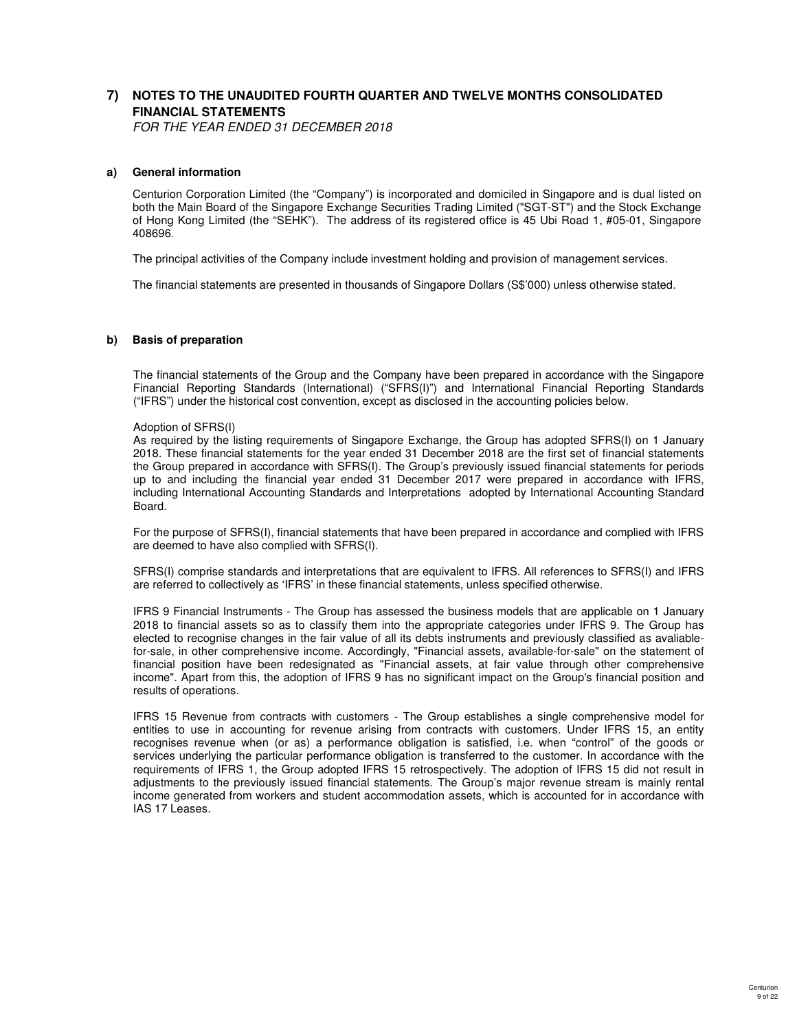# 7) NOTES TO THE UNAUDITED FOURTH QUARTER AND TWELVE MONTHS CONSOLIDATED FINANCIAL STATEMENTS

*FOR THE YEAR ENDED 31 DECEMBER 2018*

## a) General information

Centurion Corporation Limited (the "Company") is incorporated and domiciled in Singapore and is dual listed on both the Main Board of the Singapore Exchange Securities Trading Limited ("SGT-ST") and the Stock Exchange of Hong Kong Limited (the "SEHK"). The address of its registered office is 45 Ubi Road 1, #05-01, Singapore 408696.

The principal activities of the Company include investment holding and provision of management services.

The financial statements are presented in thousands of Singapore Dollars (S$'000) unless otherwise stated.

## b) Basis of preparation

The financial statements of the Group and the Company have been prepared in accordance with the Singapore Financial Reporting Standards (International) ("SFRS(I)") and International Financial Reporting Standards ("IFRS") under the historical cost convention, except as disclosed in the accounting policies below.

Adoption of SFRS(I)

As required by the listing requirements of Singapore Exchange, the Group has adopted SFRS(I) on 1 January 2018. These financial statements for the year ended 31 December 2018 are the first set of financial statements the Group prepared in accordance with SFRS(I). The Group's previously issued financial statements for periods up to and including the financial year ended 31 December 2017 were prepared in accordance with IFRS, including International Accounting Standards and Interpretations adopted by International Accounting Standard Board.

For the purpose of SFRS(I), financial statements that have been prepared in accordance and complied with IFRS are deemed to have also complied with SFRS(I).

SFRS(I) comprise standards and interpretations that are equivalent to IFRS. All references to SFRS(I) and IFRS are referred to collectively as 'IFRS' in these financial statements, unless specified otherwise.

IFRS 9 Financial Instruments - The Group has assessed the business models that are applicable on 1 January 2018 to financial assets so as to classify them into the appropriate categories under IFRS 9. The Group has elected to recognise changes in the fair value of all its debts instruments and previously classified as avaliable-for-sale, in other comprehensive income. Accordingly, "Financial assets, available-for-sale" on the statement of financial position have been redesignated as "Financial assets, at fair value through other comprehensive income". Apart from this, the adoption of IFRS 9 has no significant impact on the Group's financial position and results of operations.

IFRS 15 Revenue from contracts with customers - The Group establishes a single comprehensive model for entities to use in accounting for revenue arising from contracts with customers. Under IFRS 15, an entity recognises revenue when (or as) a performance obligation is satisfied, i.e. when "control" of the goods or services underlying the particular performance obligation is transferred to the customer. In accordance with the requirements of IFRS 1, the Group adopted IFRS 15 retrospectively. The adoption of IFRS 15 did not result in adjustments to the previously issued financial statements. The Group's major revenue stream is mainly rental income generated from workers and student accommodation assets, which is accounted for in accordance with IAS 17 Leases.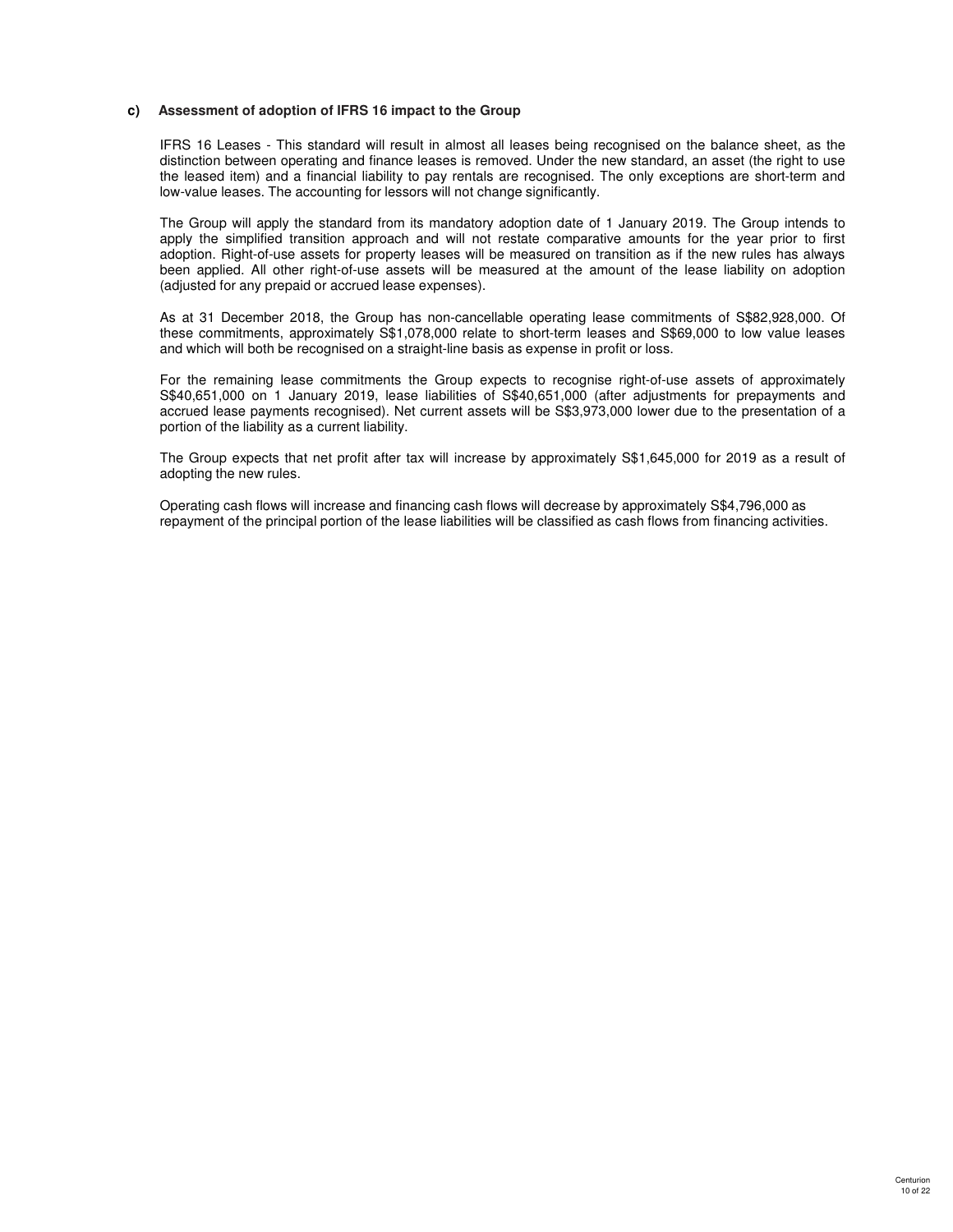### c) Assessment of adoption of IFRS 16 impact to the Group

IFRS 16 Leases - This standard will result in almost all leases being recognised on the balance sheet, as the distinction between operating and finance leases is removed. Under the new standard, an asset (the right to use the leased item) and a financial liability to pay rentals are recognised. The only exceptions are short-term and low-value leases. The accounting for lessors will not change significantly.

The Group will apply the standard from its mandatory adoption date of 1 January 2019. The Group intends to apply the simplified transition approach and will not restate comparative amounts for the year prior to first adoption. Right-of-use assets for property leases will be measured on transition as if the new rules has always been applied. All other right-of-use assets will be measured at the amount of the lease liability on adoption (adjusted for any prepaid or accrued lease expenses).

As at 31 December 2018, the Group has non-cancellable operating lease commitments of S$82,928,000. Of these commitments, approximately S$1,078,000 relate to short-term leases and S$69,000 to low value leases and which will both be recognised on a straight-line basis as expense in profit or loss.

For the remaining lease commitments the Group expects to recognise right-of-use assets of approximately S$40,651,000 on 1 January 2019, lease liabilities of S$40,651,000 (after adjustments for prepayments and accrued lease payments recognised). Net current assets will be S$3,973,000 lower due to the presentation of a portion of the liability as a current liability.

The Group expects that net profit after tax will increase by approximately S$1,645,000 for 2019 as a result of adopting the new rules.

Operating cash flows will increase and financing cash flows will decrease by approximately S$4,796,000 as repayment of the principal portion of the lease liabilities will be classified as cash flows from financing activities.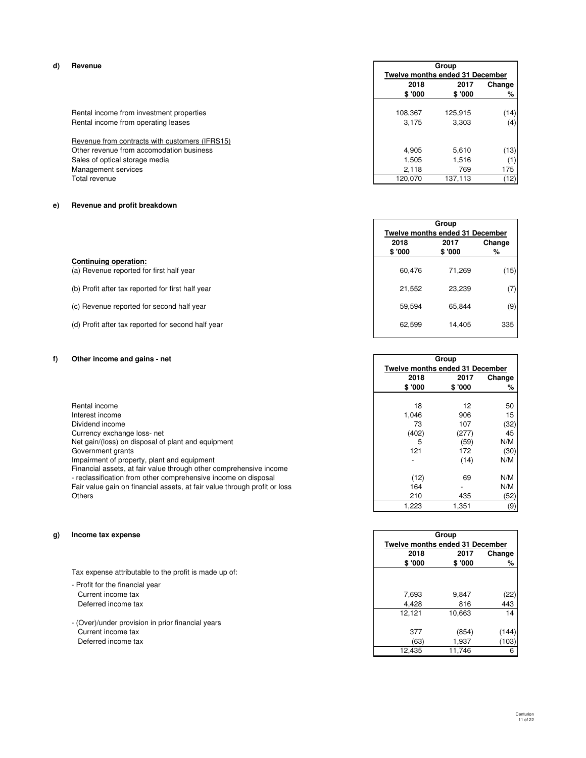## d) Revenue

| | Group | | |
|---|---|---|---|
| | Twelve months ended 31 December | | |
| | 2018 | 2017 | Change |
| | $ '000 | $ '000 | % |
| Rental income from investment properties | 108,367 | 125,915 | (14) |
| Rental income from operating leases | 3,175 | 3,303 | (4) |
| Revenue from contracts with customers (IFRS15) | | | |
| Other revenue from accomodation business | 4,905 | 5,610 | (13) |
| Sales of optical storage media | 1,505 | 1,516 | (1) |
| Management services | 2,118 | 769 | 175 |
| Total revenue | 120,070 | 137,113 | (12) |

## e) Revenue and profit breakdown

| | Group | | |
|---|---|---|---|
| | Twelve months ended 31 December | | |
| | 2018 | 2017 | Change |
| | $ '000 | $ '000 | % |
| **Continuing operation:** | | | |
| (a) Revenue reported for first half year | 60,476 | 71,269 | (15) |
| (b) Profit after tax reported for first half year | 21,552 | 23,239 | (7) |
| (c) Revenue reported for second half year | 59,594 | 65,844 | (9) |
| (d) Profit after tax reported for second half year | 62,599 | 14,405 | 335 |

## f) Other income and gains - net

| | Group | | |
|---|---|---|---|
| | Twelve months ended 31 December | | |
| | 2018 | 2017 | Change |
| | $ '000 | $ '000 | % |
| Rental income | 18 | 12 | 50 |
| Interest income | 1,046 | 906 | 15 |
| Dividend income | 73 | 107 | (32) |
| Currency exchange loss- net | (402) | (277) | 45 |
| Net gain/(loss) on disposal of plant and equipment | 5 | (59) | N/M |
| Government grants | 121 | 172 | (30) |
| Impairment of property, plant and equipment | - | (14) | N/M |
| Financial assets, at fair value through other comprehensive income | | | |
| - reclassification from other comprehensive income on disposal | (12) | 69 | N/M |
| Fair value gain on financial assets, at fair value through profit or loss | 164 | - | N/M |
| Others | 210 | 435 | (52) |
| | 1,223 | 1,351 | (9) |

## g) Income tax expense

| | Group | | |
|---|---|---|---|
| | Twelve months ended 31 December | | |
| | 2018 | 2017 | Change |
| | $ '000 | $ '000 | % |
| Tax expense attributable to the profit is made up of: | | | |
| - Profit for the financial year | | | |
| Current income tax | 7,693 | 9,847 | (22) |
| Deferred income tax | 4,428 | 816 | 443 |
| | 12,121 | 10,663 | 14 |
| - (Over)/under provision in prior financial years | | | |
| Current income tax | 377 | (854) | (144) |
| Deferred income tax | (63) | 1,937 | (103) |
| | 12,435 | 11,746 | 6 |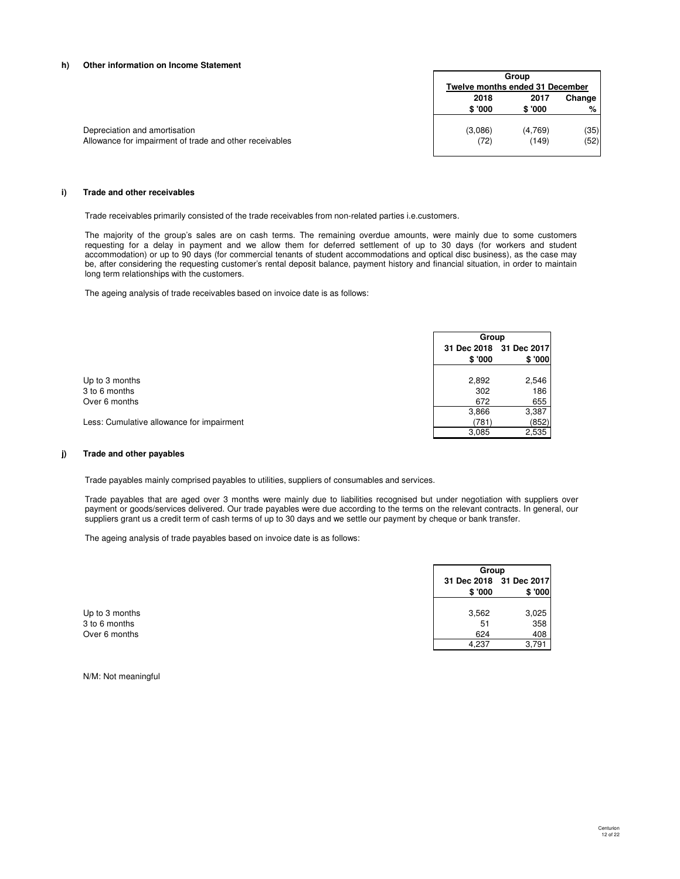#### h) Other information on Income Statement

| | Group | | |
|---|---|---|---|
| | Twelve months ended 31 December | | |
| | 2018 | 2017 | Change |
| | $ '000 | $ '000 | % |
| Depreciation and amortisation | (3,086) | (4,769) | (35) |
| Allowance for impairment of trade and other receivables | (72) | (149) | (52) |

#### i) Trade and other receivables

Trade receivables primarily consisted of the trade receivables from non-related parties i.e.customers.

The majority of the group's sales are on cash terms. The remaining overdue amounts, were mainly due to some customers requesting for a delay in payment and we allow them for deferred settlement of up to 30 days (for workers and student accommodation) or up to 90 days (for commercial tenants of student accommodations and optical disc business), as the case may be, after considering the requesting customer's rental deposit balance, payment history and financial situation, in order to maintain long term relationships with the customers.

The ageing analysis of trade receivables based on invoice date is as follows:

| | Group | |
|---|---|---|
| | 31 Dec 2018 | 31 Dec 2017 |
| | $ '000 | $ '000 |
| Up to 3 months | 2,892 | 2,546 |
| 3 to 6 months | 302 | 186 |
| Over 6 months | 672 | 655 |
| | 3,866 | 3,387 |
| Less: Cumulative allowance for impairment | (781) | (852) |
| | 3,085 | 2,535 |

#### j) Trade and other payables

Trade payables mainly comprised payables to utilities, suppliers of consumables and services.

Trade payables that are aged over 3 months were mainly due to liabilities recognised but under negotiation with suppliers over payment or goods/services delivered. Our trade payables were due according to the terms on the relevant contracts. In general, our suppliers grant us a credit term of cash terms of up to 30 days and we settle our payment by cheque or bank transfer.

The ageing analysis of trade payables based on invoice date is as follows:

| | Group | |
|---|---|---|
| | 31 Dec 2018 | 31 Dec 2017 |
| | $ '000 | $ '000 |
| Up to 3 months | 3,562 | 3,025 |
| 3 to 6 months | 51 | 358 |
| Over 6 months | 624 | 408 |
| | 4,237 | 3,791 |

N/M: Not meaningful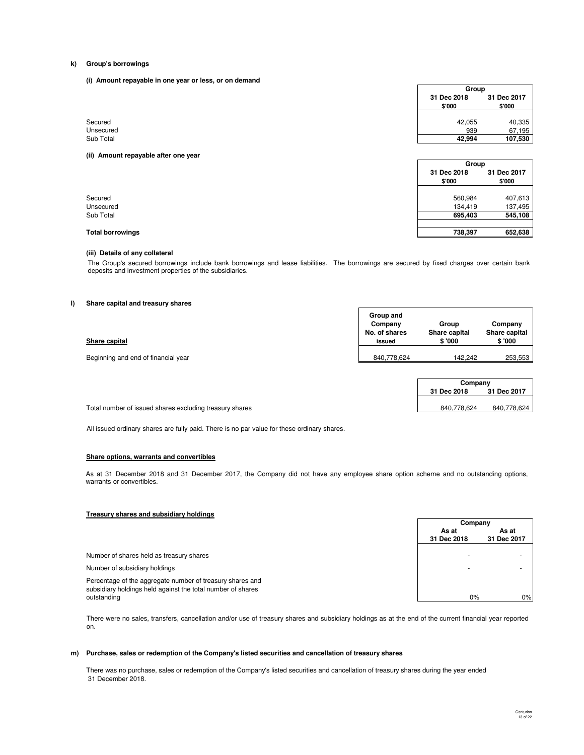### k) Group's borrowings

#### (i) Amount repayable in one year or less, or on demand

| | Group | |
|---|---|---|
| | 31 Dec 2018 | 31 Dec 2017 |
| | $'000 | $'000 |
| Secured | 42,055 | 40,335 |
| Unsecured | 939 | 67,195 |
| Sub Total | **42,994** | **107,530** |

#### (ii) Amount repayable after one year

| | Group | |
|---|---|---|
| | 31 Dec 2018 | 31 Dec 2017 |
| | $'000 | $'000 |
| Secured | 560,984 | 407,613 |
| Unsecured | 134,419 | 137,495 |
| Sub Total | **695,403** | **545,108** |
| **Total borrowings** | **738,397** | **652,638** |

#### (iii) Details of any collateral

The Group's secured borrowings include bank borrowings and lease liabilities. The borrowings are secured by fixed charges over certain bank deposits and investment properties of the subsidiaries.

### l) Share capital and treasury shares

| Share capital | Group and Company No. of shares issued | Group Share capital $ '000 | Company Share capital $ '000 |
|---|---|---|---|
| Beginning and end of financial year | 840,778,624 | 142,242 | 253,553 |

| | Company | |
|---|---|---|
| | 31 Dec 2018 | 31 Dec 2017 |
| Total number of issued shares excluding treasury shares | 840,778,624 | 840,778,624 |

All issued ordinary shares are fully paid. There is no par value for these ordinary shares.

**Share options, warrants and convertibles**

As at 31 December 2018 and 31 December 2017, the Company did not have any employee share option scheme and no outstanding options, warrants or convertibles.

**Treasury shares and subsidiary holdings**

| | Company | |
|---|---|---|
| | As at 31 Dec 2018 | As at 31 Dec 2017 |
| Number of shares held as treasury shares | - | - |
| Number of subsidiary holdings | - | - |
| Percentage of the aggregate number of treasury shares and subsidiary holdings held against the total number of shares outstanding | 0% | 0% |

There were no sales, transfers, cancellation and/or use of treasury shares and subsidiary holdings as at the end of the current financial year reported on.

### m) Purchase, sales or redemption of the Company's listed securities and cancellation of treasury shares

There was no purchase, sales or redemption of the Company's listed securities and cancellation of treasury shares during the year ended 31 December 2018.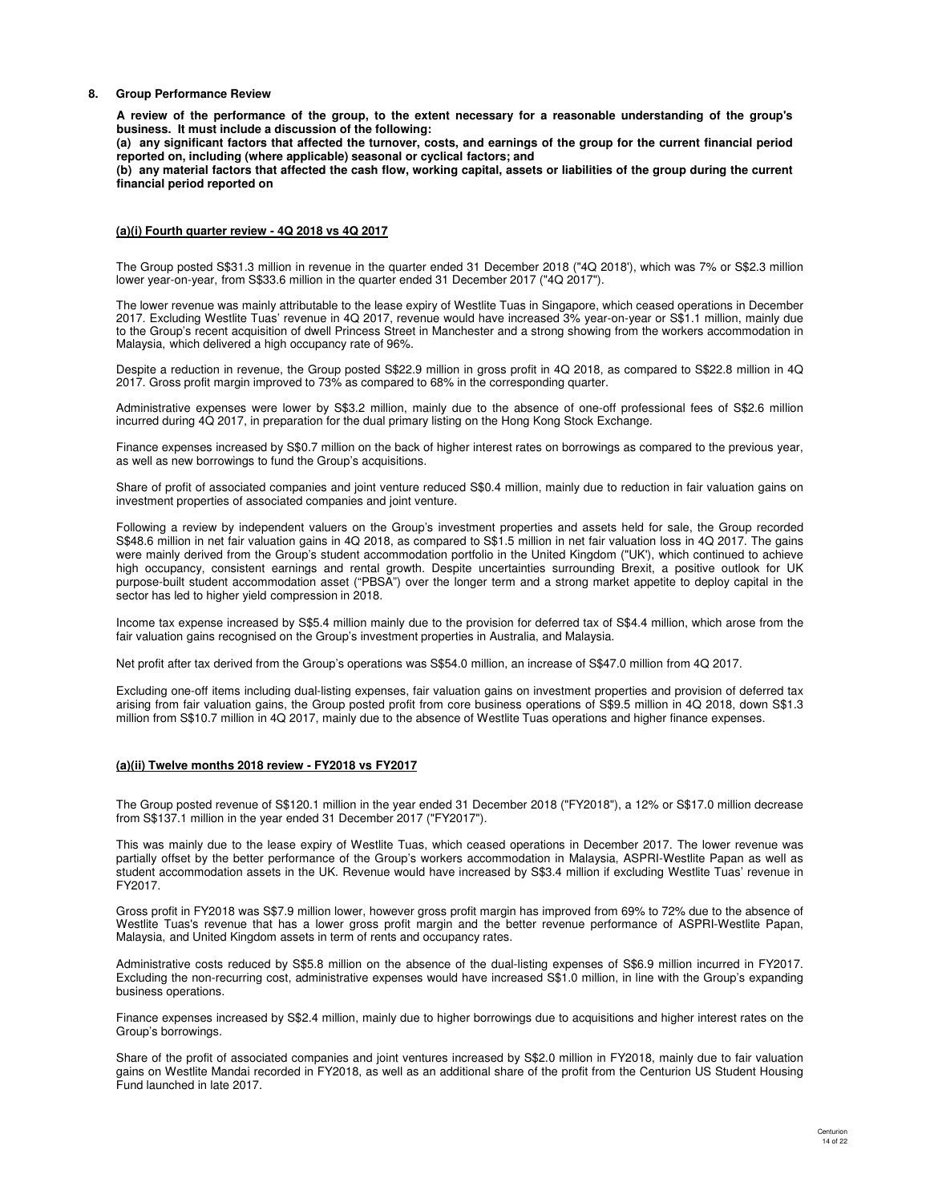## 8. Group Performance Review

**A review of the performance of the group, to the extent necessary for a reasonable understanding of the group's business. It must include a discussion of the following:**

**(a) any significant factors that affected the turnover, costs, and earnings of the group for the current financial period reported on, including (where applicable) seasonal or cyclical factors; and**

**(b) any material factors that affected the cash flow, working capital, assets or liabilities of the group during the current financial period reported on**

### (a)(i) Fourth quarter review - 4Q 2018 vs 4Q 2017

The Group posted S$31.3 million in revenue in the quarter ended 31 December 2018 ("4Q 2018'), which was 7% or S$2.3 million lower year-on-year, from S$33.6 million in the quarter ended 31 December 2017 ("4Q 2017").

The lower revenue was mainly attributable to the lease expiry of Westlite Tuas in Singapore, which ceased operations in December 2017. Excluding Westlite Tuas' revenue in 4Q 2017, revenue would have increased 3% year-on-year or S$1.1 million, mainly due to the Group's recent acquisition of dwell Princess Street in Manchester and a strong showing from the workers accommodation in Malaysia, which delivered a high occupancy rate of 96%.

Despite a reduction in revenue, the Group posted S$22.9 million in gross profit in 4Q 2018, as compared to S$22.8 million in 4Q 2017. Gross profit margin improved to 73% as compared to 68% in the corresponding quarter.

Administrative expenses were lower by S$3.2 million, mainly due to the absence of one-off professional fees of S$2.6 million incurred during 4Q 2017, in preparation for the dual primary listing on the Hong Kong Stock Exchange.

Finance expenses increased by S$0.7 million on the back of higher interest rates on borrowings as compared to the previous year, as well as new borrowings to fund the Group's acquisitions.

Share of profit of associated companies and joint venture reduced S$0.4 million, mainly due to reduction in fair valuation gains on investment properties of associated companies and joint venture.

Following a review by independent valuers on the Group's investment properties and assets held for sale, the Group recorded S$48.6 million in net fair valuation gains in 4Q 2018, as compared to S$1.5 million in net fair valuation loss in 4Q 2017. The gains were mainly derived from the Group's student accommodation portfolio in the United Kingdom ("UK'), which continued to achieve high occupancy, consistent earnings and rental growth. Despite uncertainties surrounding Brexit, a positive outlook for UK purpose-built student accommodation asset ("PBSA") over the longer term and a strong market appetite to deploy capital in the sector has led to higher yield compression in 2018.

Income tax expense increased by S$5.4 million mainly due to the provision for deferred tax of S$4.4 million, which arose from the fair valuation gains recognised on the Group's investment properties in Australia, and Malaysia.

Net profit after tax derived from the Group's operations was S$54.0 million, an increase of S$47.0 million from 4Q 2017.

Excluding one-off items including dual-listing expenses, fair valuation gains on investment properties and provision of deferred tax arising from fair valuation gains, the Group posted profit from core business operations of S$9.5 million in 4Q 2018, down S$1.3 million from S$10.7 million in 4Q 2017, mainly due to the absence of Westlite Tuas operations and higher finance expenses.

### (a)(ii) Twelve months 2018 review - FY2018 vs FY2017

The Group posted revenue of S$120.1 million in the year ended 31 December 2018 ("FY2018"), a 12% or S$17.0 million decrease from S$137.1 million in the year ended 31 December 2017 ("FY2017").

This was mainly due to the lease expiry of Westlite Tuas, which ceased operations in December 2017. The lower revenue was partially offset by the better performance of the Group's workers accommodation in Malaysia, ASPRI-Westlite Papan as well as student accommodation assets in the UK. Revenue would have increased by S$3.4 million if excluding Westlite Tuas' revenue in FY2017.

Gross profit in FY2018 was S$7.9 million lower, however gross profit margin has improved from 69% to 72% due to the absence of Westlite Tuas's revenue that has a lower gross profit margin and the better revenue performance of ASPRI-Westlite Papan, Malaysia, and United Kingdom assets in term of rents and occupancy rates.

Administrative costs reduced by S$5.8 million on the absence of the dual-listing expenses of S$6.9 million incurred in FY2017. Excluding the non-recurring cost, administrative expenses would have increased S$1.0 million, in line with the Group's expanding business operations.

Finance expenses increased by S$2.4 million, mainly due to higher borrowings due to acquisitions and higher interest rates on the Group's borrowings.

Share of the profit of associated companies and joint ventures increased by S$2.0 million in FY2018, mainly due to fair valuation gains on Westlite Mandai recorded in FY2018, as well as an additional share of the profit from the Centurion US Student Housing Fund launched in late 2017.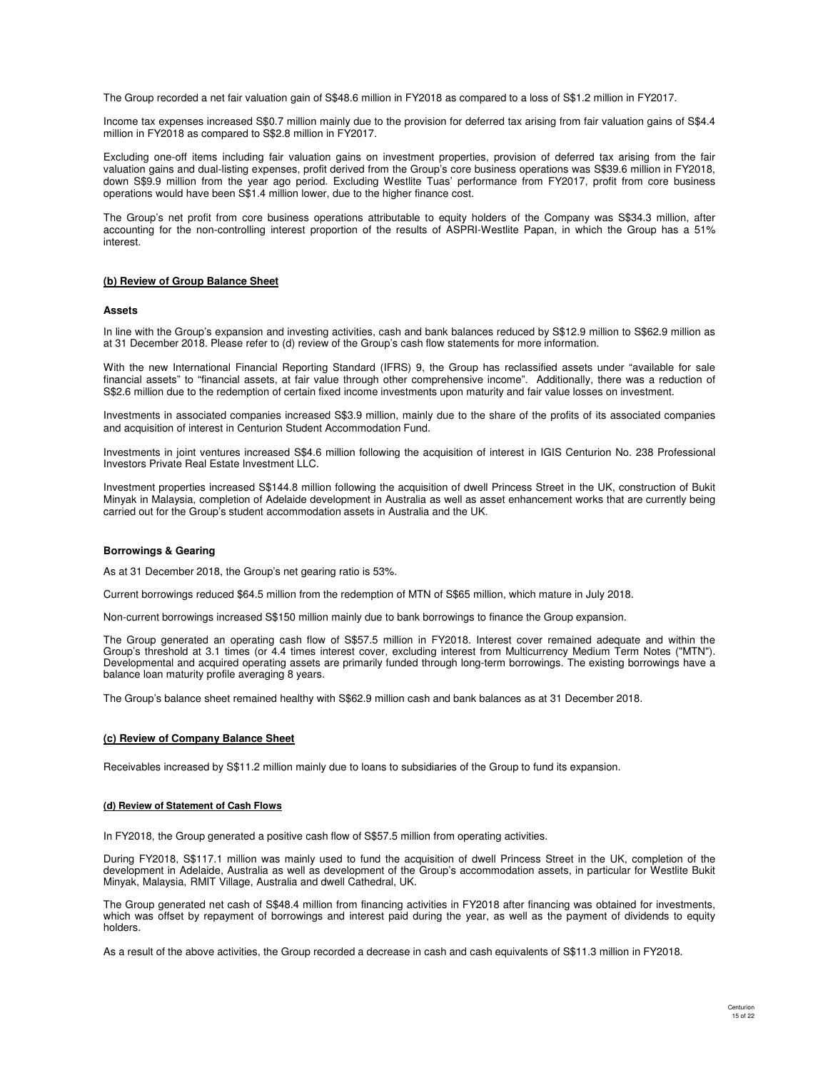The Group recorded a net fair valuation gain of S$48.6 million in FY2018 as compared to a loss of S$1.2 million in FY2017.

Income tax expenses increased S$0.7 million mainly due to the provision for deferred tax arising from fair valuation gains of S$4.4 million in FY2018 as compared to S$2.8 million in FY2017.

Excluding one-off items including fair valuation gains on investment properties, provision of deferred tax arising from the fair valuation gains and dual-listing expenses, profit derived from the Group's core business operations was S$39.6 million in FY2018, down S$9.9 million from the year ago period. Excluding Westlite Tuas' performance from FY2017, profit from core business operations would have been S$1.4 million lower, due to the higher finance cost.

The Group's net profit from core business operations attributable to equity holders of the Company was S$34.3 million, after accounting for the non-controlling interest proportion of the results of ASPRI-Westlite Papan, in which the Group has a 51% interest.

## (b) Review of Group Balance Sheet

### Assets

In line with the Group's expansion and investing activities, cash and bank balances reduced by S$12.9 million to S$62.9 million as at 31 December 2018. Please refer to (d) review of the Group's cash flow statements for more information.

With the new International Financial Reporting Standard (IFRS) 9, the Group has reclassified assets under "available for sale financial assets" to "financial assets, at fair value through other comprehensive income". Additionally, there was a reduction of S$2.6 million due to the redemption of certain fixed income investments upon maturity and fair value losses on investment.

Investments in associated companies increased S$3.9 million, mainly due to the share of the profits of its associated companies and acquisition of interest in Centurion Student Accommodation Fund.

Investments in joint ventures increased S$4.6 million following the acquisition of interest in IGIS Centurion No. 238 Professional Investors Private Real Estate Investment LLC.

Investment properties increased S$144.8 million following the acquisition of dwell Princess Street in the UK, construction of Bukit Minyak in Malaysia, completion of Adelaide development in Australia as well as asset enhancement works that are currently being carried out for the Group's student accommodation assets in Australia and the UK.

### Borrowings & Gearing

As at 31 December 2018, the Group's net gearing ratio is 53%.

Current borrowings reduced $64.5 million from the redemption of MTN of S$65 million, which mature in July 2018.

Non-current borrowings increased S$150 million mainly due to bank borrowings to finance the Group expansion.

The Group generated an operating cash flow of S$57.5 million in FY2018. Interest cover remained adequate and within the Group's threshold at 3.1 times (or 4.4 times interest cover, excluding interest from Multicurrency Medium Term Notes ("MTN"). Developmental and acquired operating assets are primarily funded through long-term borrowings. The existing borrowings have a balance loan maturity profile averaging 8 years.

The Group's balance sheet remained healthy with S$62.9 million cash and bank balances as at 31 December 2018.

## (c) Review of Company Balance Sheet

Receivables increased by S$11.2 million mainly due to loans to subsidiaries of the Group to fund its expansion.

## (d) Review of Statement of Cash Flows

In FY2018, the Group generated a positive cash flow of S$57.5 million from operating activities.

During FY2018, S$117.1 million was mainly used to fund the acquisition of dwell Princess Street in the UK, completion of the development in Adelaide, Australia as well as development of the Group's accommodation assets, in particular for Westlite Bukit Minyak, Malaysia, RMIT Village, Australia and dwell Cathedral, UK.

The Group generated net cash of S$48.4 million from financing activities in FY2018 after financing was obtained for investments, which was offset by repayment of borrowings and interest paid during the year, as well as the payment of dividends to equity holders.

As a result of the above activities, the Group recorded a decrease in cash and cash equivalents of S$11.3 million in FY2018.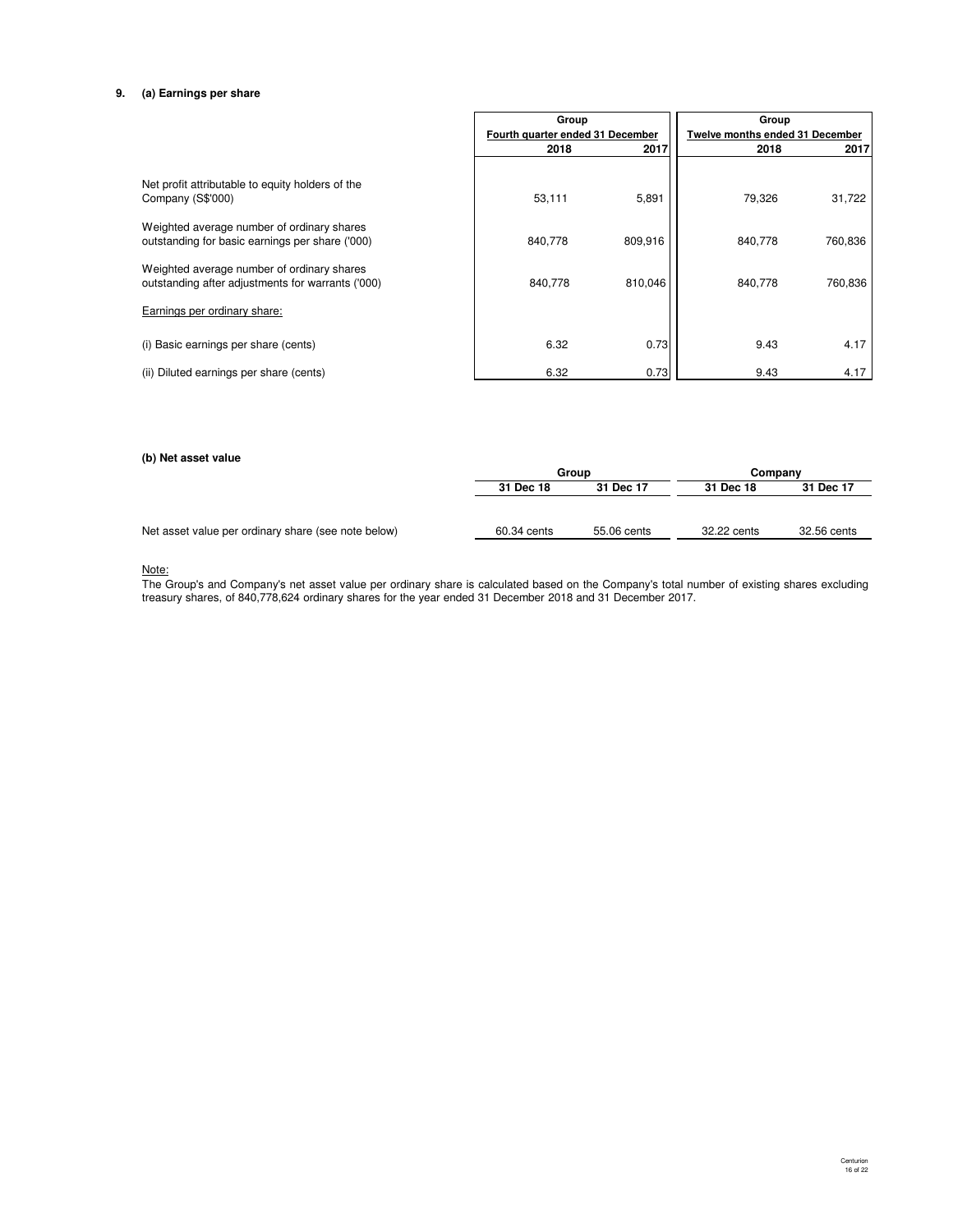## 9. (a) Earnings per share

| | Group | | Group | |
|---|---|---|---|---|
| | Fourth quarter ended 31 December | | Twelve months ended 31 December | |
| | 2018 | 2017 | 2018 | 2017 |
| Net profit attributable to equity holders of the Company (S$'000) | 53,111 | 5,891 | 79,326 | 31,722 |
| Weighted average number of ordinary shares outstanding for basic earnings per share ('000) | 840,778 | 809,916 | 840,778 | 760,836 |
| Weighted average number of ordinary shares outstanding after adjustments for warrants ('000) | 840,778 | 810,046 | 840,778 | 760,836 |
| Earnings per ordinary share: | | | | |
| (i) Basic earnings per share (cents) | 6.32 | 0.73 | 9.43 | 4.17 |
| (ii) Diluted earnings per share (cents) | 6.32 | 0.73 | 9.43 | 4.17 |

### (b) Net asset value

| | Group | | Company | |
|---|---|---|---|---|
| | 31 Dec 18 | 31 Dec 17 | 31 Dec 18 | 31 Dec 17 |
| Net asset value per ordinary share (see note below) | 60.34 cents | 55.06 cents | 32.22 cents | 32.56 cents |

Note:

The Group's and Company's net asset value per ordinary share is calculated based on the Company's total number of existing shares excluding treasury shares, of 840,778,624 ordinary shares for the year ended 31 December 2018 and 31 December 2017.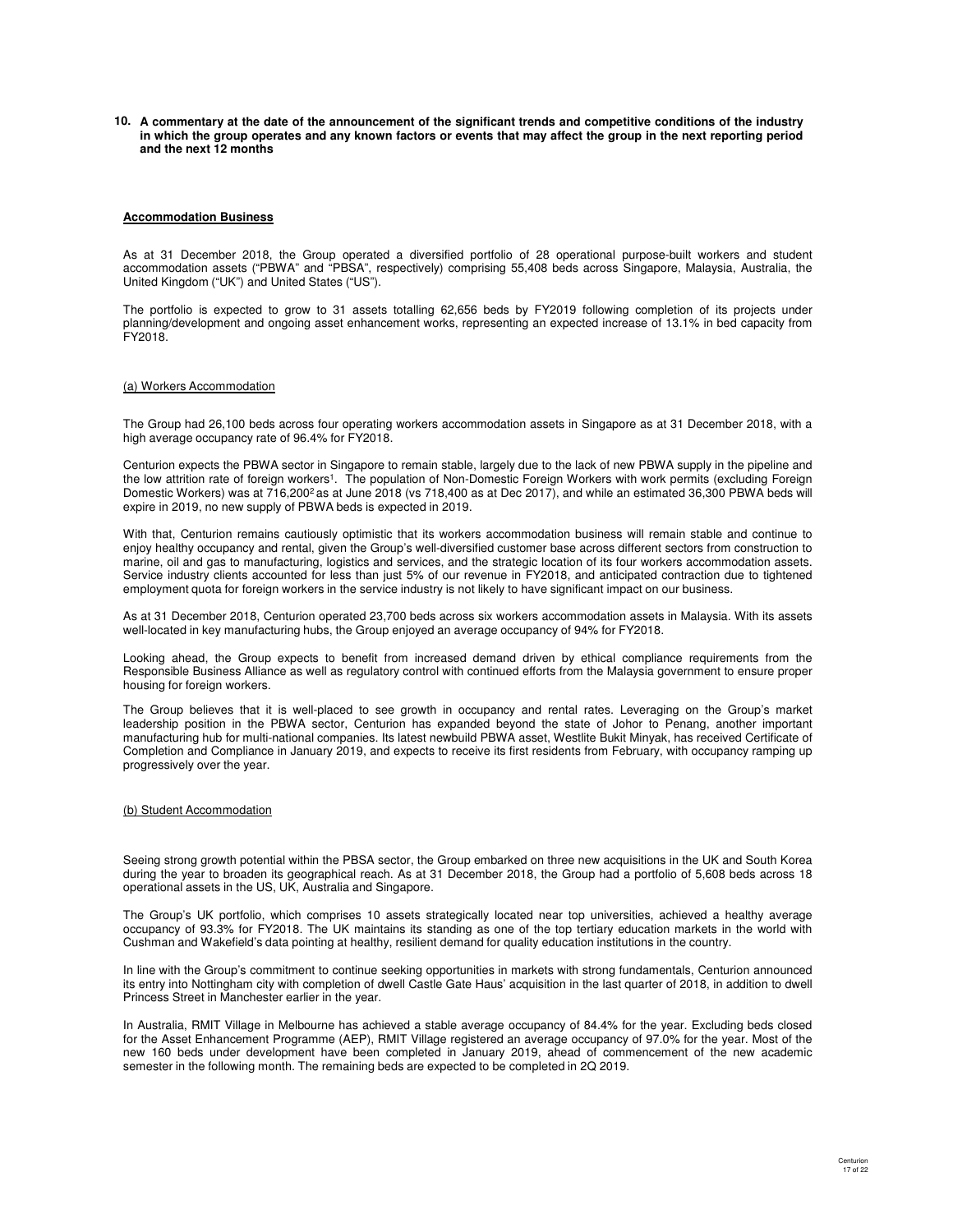**10. A commentary at the date of the announcement of the significant trends and competitive conditions of the industry in which the group operates and any known factors or events that may affect the group in the next reporting period and the next 12 months**

**Accommodation Business**

As at 31 December 2018, the Group operated a diversified portfolio of 28 operational purpose-built workers and student accommodation assets ("PBWA" and "PBSA", respectively) comprising 55,408 beds across Singapore, Malaysia, Australia, the United Kingdom ("UK") and United States ("US").

The portfolio is expected to grow to 31 assets totalling 62,656 beds by FY2019 following completion of its projects under planning/development and ongoing asset enhancement works, representing an expected increase of 13.1% in bed capacity from FY2018.

(a) Workers Accommodation

The Group had 26,100 beds across four operating workers accommodation assets in Singapore as at 31 December 2018, with a high average occupancy rate of 96.4% for FY2018.

Centurion expects the PBWA sector in Singapore to remain stable, largely due to the lack of new PBWA supply in the pipeline and the low attrition rate of foreign workers[1]. The population of Non-Domestic Foreign Workers with work permits (excluding Foreign Domestic Workers) was at 716,200[2] as at June 2018 (vs 718,400 as at Dec 2017), and while an estimated 36,300 PBWA beds will expire in 2019, no new supply of PBWA beds is expected in 2019.

With that, Centurion remains cautiously optimistic that its workers accommodation business will remain stable and continue to enjoy healthy occupancy and rental, given the Group's well-diversified customer base across different sectors from construction to marine, oil and gas to manufacturing, logistics and services, and the strategic location of its four workers accommodation assets. Service industry clients accounted for less than just 5% of our revenue in FY2018, and anticipated contraction due to tightened employment quota for foreign workers in the service industry is not likely to have significant impact on our business.

As at 31 December 2018, Centurion operated 23,700 beds across six workers accommodation assets in Malaysia. With its assets well-located in key manufacturing hubs, the Group enjoyed an average occupancy of 94% for FY2018.

Looking ahead, the Group expects to benefit from increased demand driven by ethical compliance requirements from the Responsible Business Alliance as well as regulatory control with continued efforts from the Malaysia government to ensure proper housing for foreign workers.

The Group believes that it is well-placed to see growth in occupancy and rental rates. Leveraging on the Group's market leadership position in the PBWA sector, Centurion has expanded beyond the state of Johor to Penang, another important manufacturing hub for multi-national companies. Its latest newbuild PBWA asset, Westlite Bukit Minyak, has received Certificate of Completion and Compliance in January 2019, and expects to receive its first residents from February, with occupancy ramping up progressively over the year.

(b) Student Accommodation

Seeing strong growth potential within the PBSA sector, the Group embarked on three new acquisitions in the UK and South Korea during the year to broaden its geographical reach. As at 31 December 2018, the Group had a portfolio of 5,608 beds across 18 operational assets in the US, UK, Australia and Singapore.

The Group's UK portfolio, which comprises 10 assets strategically located near top universities, achieved a healthy average occupancy of 93.3% for FY2018. The UK maintains its standing as one of the top tertiary education markets in the world with Cushman and Wakefield's data pointing at healthy, resilient demand for quality education institutions in the country.

In line with the Group's commitment to continue seeking opportunities in markets with strong fundamentals, Centurion announced its entry into Nottingham city with completion of dwell Castle Gate Haus' acquisition in the last quarter of 2018, in addition to dwell Princess Street in Manchester earlier in the year.

In Australia, RMIT Village in Melbourne has achieved a stable average occupancy of 84.4% for the year. Excluding beds closed for the Asset Enhancement Programme (AEP), RMIT Village registered an average occupancy of 97.0% for the year. Most of the new 160 beds under development have been completed in January 2019, ahead of commencement of the new academic semester in the following month. The remaining beds are expected to be completed in 2Q 2019.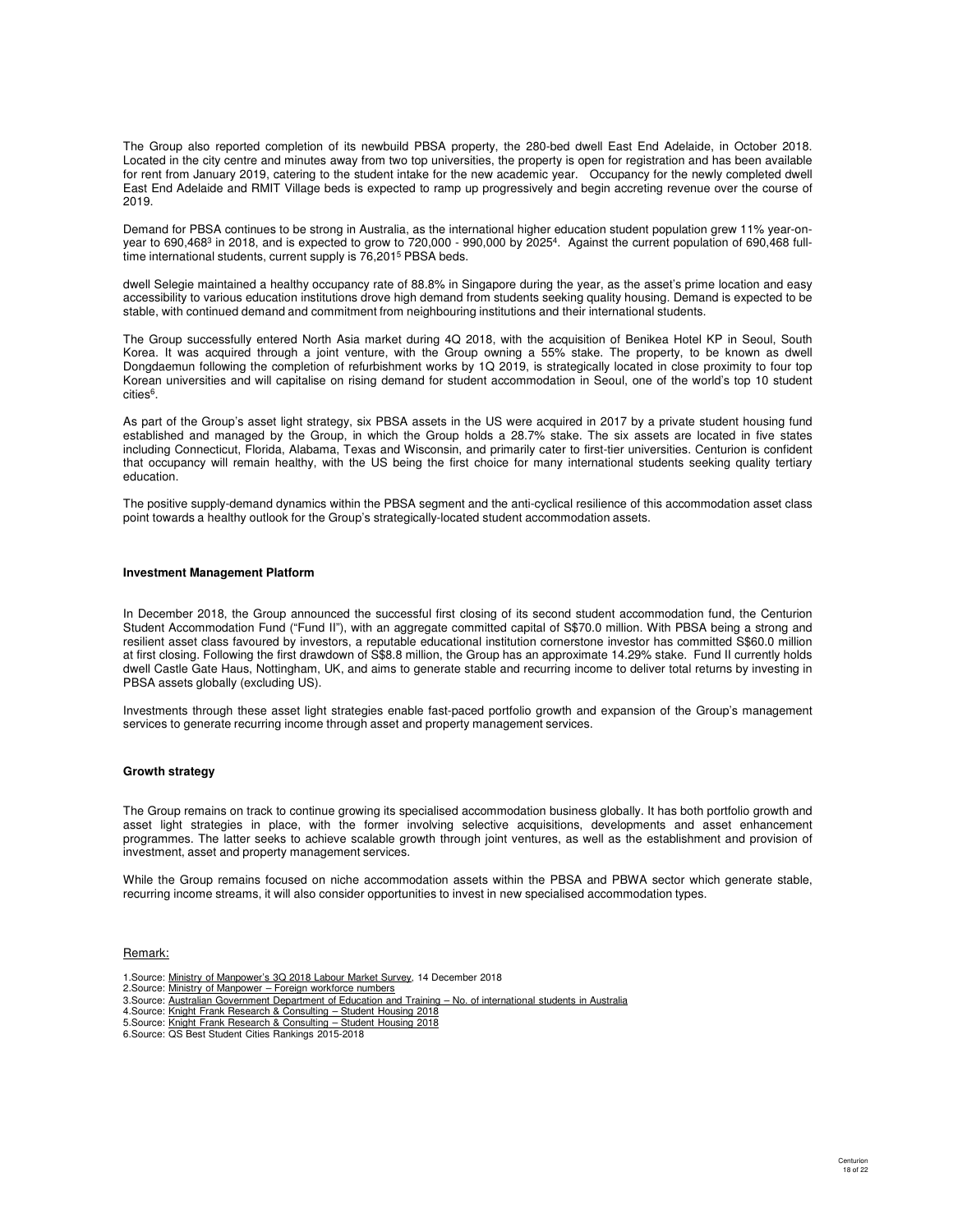The Group also reported completion of its newbuild PBSA property, the 280-bed dwell East End Adelaide, in October 2018. Located in the city centre and minutes away from two top universities, the property is open for registration and has been available for rent from January 2019, catering to the student intake for the new academic year. Occupancy for the newly completed dwell East End Adelaide and RMIT Village beds is expected to ramp up progressively and begin accreting revenue over the course of 2019.

Demand for PBSA continues to be strong in Australia, as the international higher education student population grew 11% year-on-year to 690,468[3] in 2018, and is expected to grow to 720,000 - 990,000 by 2025[4]. Against the current population of 690,468 full-time international students, current supply is 76,201[5] PBSA beds.

dwell Selegie maintained a healthy occupancy rate of 88.8% in Singapore during the year, as the asset's prime location and easy accessibility to various education institutions drove high demand from students seeking quality housing. Demand is expected to be stable, with continued demand and commitment from neighbouring institutions and their international students.

The Group successfully entered North Asia market during 4Q 2018, with the acquisition of Benikea Hotel KP in Seoul, South Korea. It was acquired through a joint venture, with the Group owning a 55% stake. The property, to be known as dwell Dongdaemun following the completion of refurbishment works by 1Q 2019, is strategically located in close proximity to four top Korean universities and will capitalise on rising demand for student accommodation in Seoul, one of the world's top 10 student cities[6].

As part of the Group's asset light strategy, six PBSA assets in the US were acquired in 2017 by a private student housing fund established and managed by the Group, in which the Group holds a 28.7% stake. The six assets are located in five states including Connecticut, Florida, Alabama, Texas and Wisconsin, and primarily cater to first-tier universities. Centurion is confident that occupancy will remain healthy, with the US being the first choice for many international students seeking quality tertiary education.

The positive supply-demand dynamics within the PBSA segment and the anti-cyclical resilience of this accommodation asset class point towards a healthy outlook for the Group's strategically-located student accommodation assets.

**Investment Management Platform**

In December 2018, the Group announced the successful first closing of its second student accommodation fund, the Centurion Student Accommodation Fund ("Fund II"), with an aggregate committed capital of S$70.0 million. With PBSA being a strong and resilient asset class favoured by investors, a reputable educational institution cornerstone investor has committed S$60.0 million at first closing. Following the first drawdown of S$8.8 million, the Group has an approximate 14.29% stake. Fund II currently holds dwell Castle Gate Haus, Nottingham, UK, and aims to generate stable and recurring income to deliver total returns by investing in PBSA assets globally (excluding US).

Investments through these asset light strategies enable fast-paced portfolio growth and expansion of the Group's management services to generate recurring income through asset and property management services.

**Growth strategy**

The Group remains on track to continue growing its specialised accommodation business globally. It has both portfolio growth and asset light strategies in place, with the former involving selective acquisitions, developments and asset enhancement programmes. The latter seeks to achieve scalable growth through joint ventures, as well as the establishment and provision of investment, asset and property management services.

While the Group remains focused on niche accommodation assets within the PBSA and PBWA sector which generate stable, recurring income streams, it will also consider opportunities to invest in new specialised accommodation types.

Remark:

1. Source: Ministry of Manpower's 3Q 2018 Labour Market Survey, 14 December 2018
2. Source: Ministry of Manpower – Foreign workforce numbers
3. Source: Australian Government Department of Education and Training – No. of international students in Australia
4. Source: Knight Frank Research & Consulting – Student Housing 2018
5. Source: Knight Frank Research & Consulting – Student Housing 2018
6. Source: QS Best Student Cities Rankings 2015-2018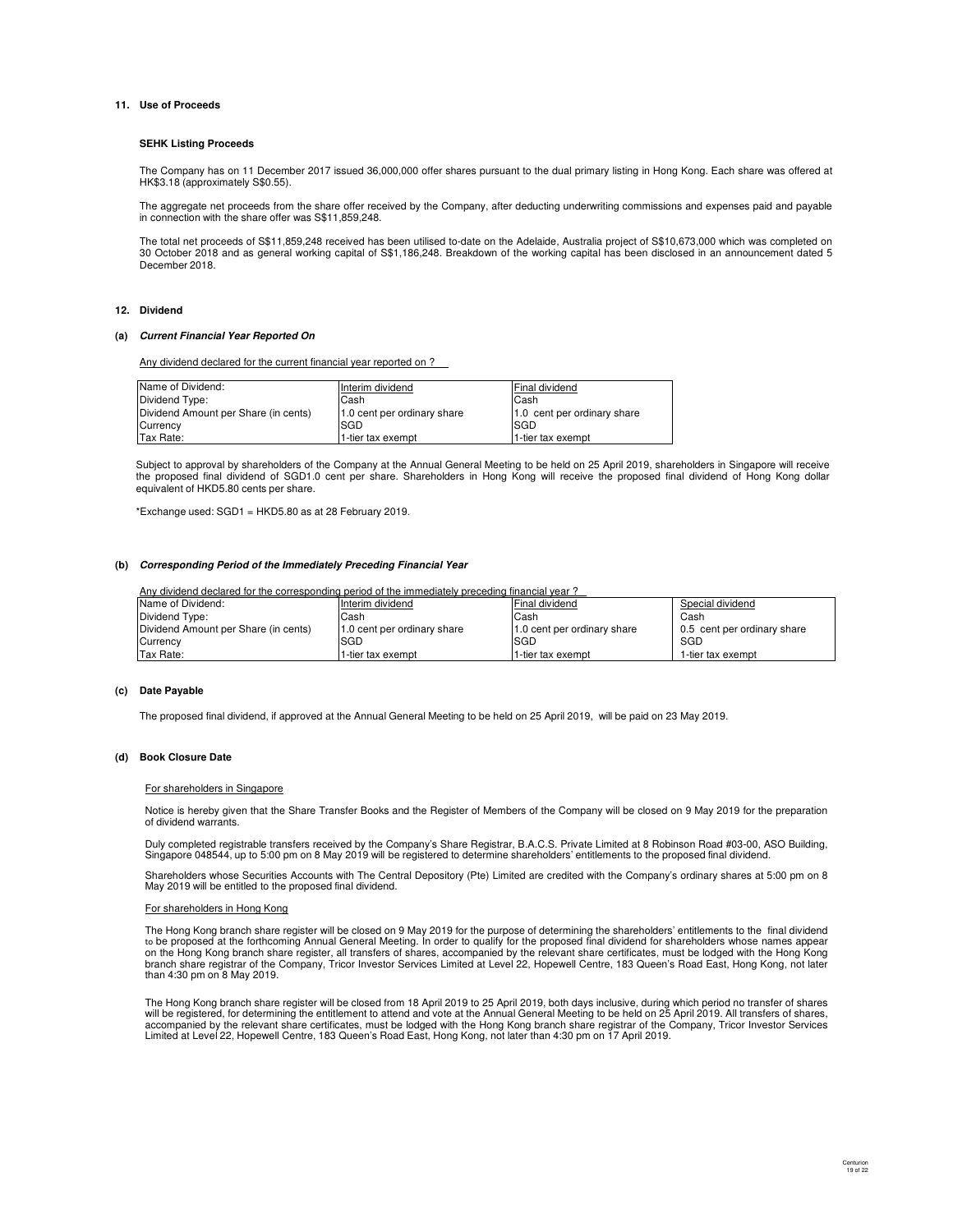## 11. Use of Proceeds

**SEHK Listing Proceeds**

The Company has on 11 December 2017 issued 36,000,000 offer shares pursuant to the dual primary listing in Hong Kong. Each share was offered at HK$3.18 (approximately S$0.55).

The aggregate net proceeds from the share offer received by the Company, after deducting underwriting commissions and expenses paid and payable in connection with the share offer was S$11,859,248.

The total net proceeds of S$11,859,248 received has been utilised to-date on the Adelaide, Australia project of S$10,673,000 which was completed on 30 October 2018 and as general working capital of S$1,186,248. Breakdown of the working capital has been disclosed in an announcement dated 5 December 2018.

## 12. Dividend

**(a) *Current Financial Year Reported On***

Any dividend declared for the current financial year reported on ?

| Name of Dividend: | Interim dividend | Final dividend |
|---|---|---|
| Dividend Type: | Cash | Cash |
| Dividend Amount per Share (in cents) | 1.0 cent per ordinary share | 1.0 cent per ordinary share |
| Currency | SGD | SGD |
| Tax Rate: | 1-tier tax exempt | 1-tier tax exempt |

Subject to approval by shareholders of the Company at the Annual General Meeting to be held on 25 April 2019, shareholders in Singapore will receive the proposed final dividend of SGD1.0 cent per share. Shareholders in Hong Kong will receive the proposed final dividend of Hong Kong dollar equivalent of HKD5.80 cents per share.

*Exchange used: SGD1 = HKD5.80 as at 28 February 2019.

**(b) *Corresponding Period of the Immediately Preceding Financial Year***

Any dividend declared for the corresponding period of the immediately preceding financial year ?

| Name of Dividend: | Interim dividend | Final dividend | Special dividend |
|---|---|---|---|
| Dividend Type: | Cash | Cash | Cash |
| Dividend Amount per Share (in cents) | 1.0 cent per ordinary share | 1.0 cent per ordinary share | 0.5 cent per ordinary share |
| Currency | SGD | SGD | SGD |
| Tax Rate: | 1-tier tax exempt | 1-tier tax exempt | 1-tier tax exempt |

**(c) Date Payable**

The proposed final dividend, if approved at the Annual General Meeting to be held on 25 April 2019, will be paid on 23 May 2019.

**(d) Book Closure Date**

For shareholders in Singapore

Notice is hereby given that the Share Transfer Books and the Register of Members of the Company will be closed on 9 May 2019 for the preparation of dividend warrants.

Duly completed registrable transfers received by the Company's Share Registrar, B.A.C.S. Private Limited at 8 Robinson Road #03-00, ASO Building, Singapore 048544, up to 5:00 pm on 8 May 2019 will be registered to determine shareholders' entitlements to the proposed final dividend.

Shareholders whose Securities Accounts with The Central Depository (Pte) Limited are credited with the Company's ordinary shares at 5:00 pm on 8 May 2019 will be entitled to the proposed final dividend.

For shareholders in Hong Kong

The Hong Kong branch share register will be closed on 9 May 2019 for the purpose of determining the shareholders' entitlements to the final dividend to be proposed at the forthcoming Annual General Meeting. In order to qualify for the proposed final dividend for shareholders whose names appear on the Hong Kong branch share register, all transfers of shares, accompanied by the relevant share certificates, must be lodged with the Hong Kong branch share registrar of the Company, Tricor Investor Services Limited at Level 22, Hopewell Centre, 183 Queen's Road East, Hong Kong, not later than 4:30 pm on 8 May 2019.

The Hong Kong branch share register will be closed from 18 April 2019 to 25 April 2019, both days inclusive, during which period no transfer of shares will be registered, for determining the entitlement to attend and vote at the Annual General Meeting to be held on 25 April 2019. All transfers of shares, accompanied by the relevant share certificates, must be lodged with the Hong Kong branch share registrar of the Company, Tricor Investor Services Limited at Level 22, Hopewell Centre, 183 Queen's Road East, Hong Kong, not later than 4:30 pm on 17 April 2019.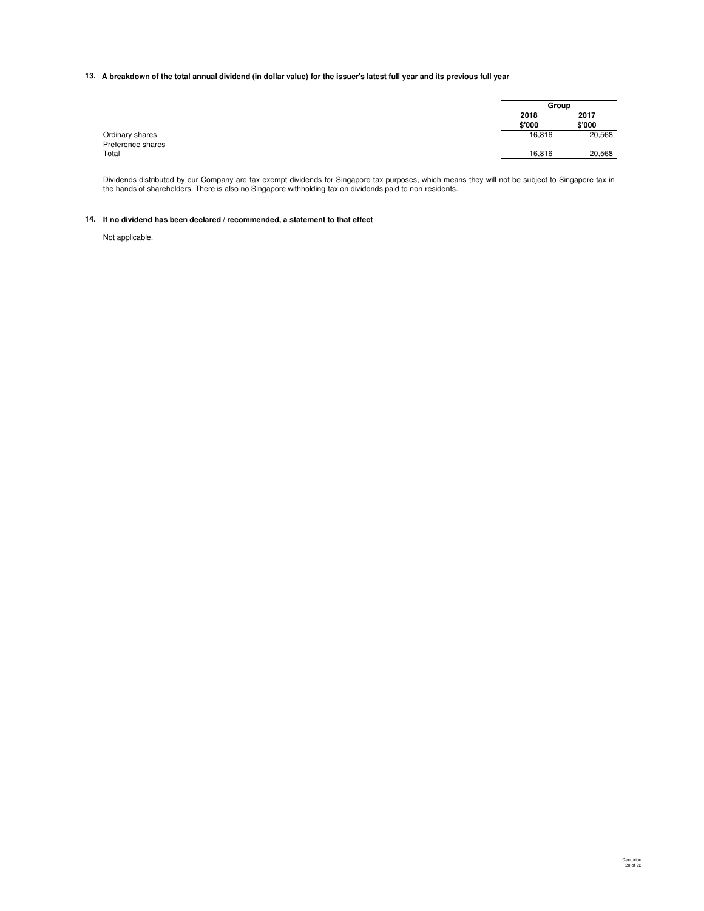**13. A breakdown of the total annual dividend (in dollar value) for the issuer's latest full year and its previous full year**

| | Group | |
|---|---|---|
| | 2018<br>$'000 | 2017<br>$'000 |
| Ordinary shares | 16,816 | 20,568 |
| Preference shares | - | - |
| Total | 16,816 | 20,568 |

Dividends distributed by our Company are tax exempt dividends for Singapore tax purposes, which means they will not be subject to Singapore tax in the hands of shareholders. There is also no Singapore withholding tax on dividends paid to non-residents.

**14. If no dividend has been declared / recommended, a statement to that effect**

Not applicable.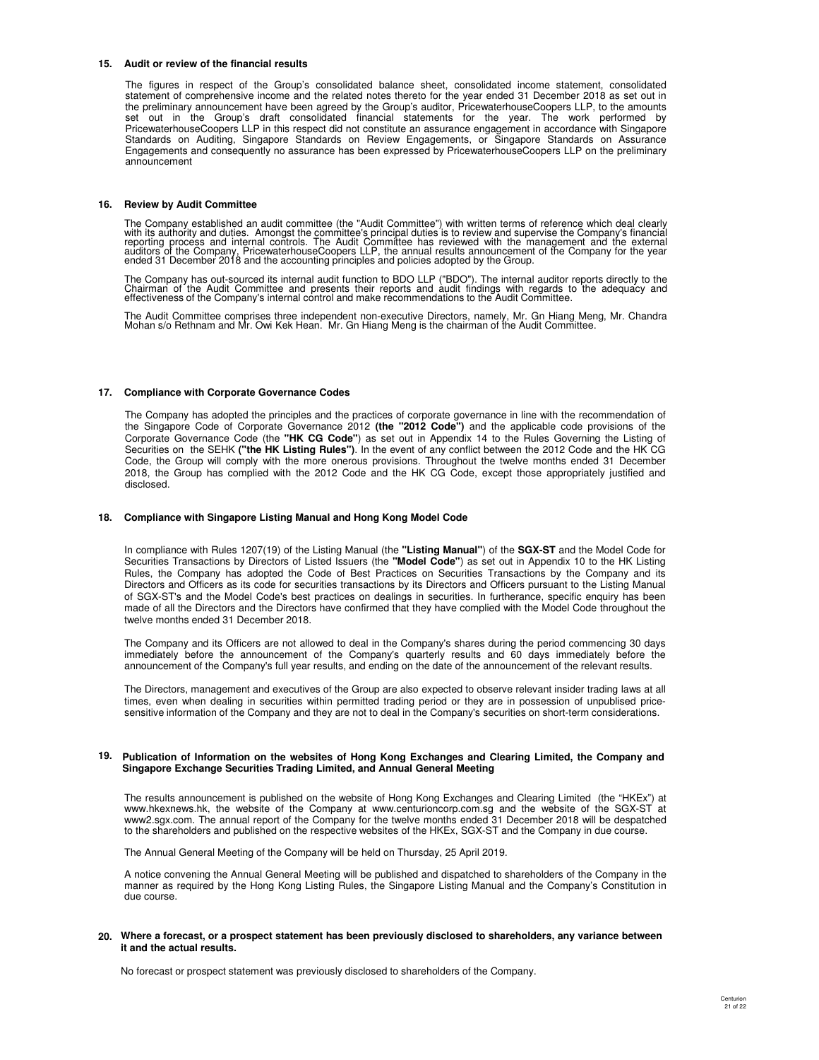## 15. Audit or review of the financial results

The figures in respect of the Group's consolidated balance sheet, consolidated income statement, consolidated statement of comprehensive income and the related notes thereto for the year ended 31 December 2018 as set out in the preliminary announcement have been agreed by the Group's auditor, PricewaterhouseCoopers LLP, to the amounts set out in the Group's draft consolidated financial statements for the year. The work performed by PricewaterhouseCoopers LLP in this respect did not constitute an assurance engagement in accordance with Singapore Standards on Auditing, Singapore Standards on Review Engagements, or Singapore Standards on Assurance Engagements and consequently no assurance has been expressed by PricewaterhouseCoopers LLP on the preliminary announcement

## 16. Review by Audit Committee

The Company established an audit committee (the "Audit Committee") with written terms of reference which deal clearly with its authority and duties. Amongst the committee's principal duties is to review and supervise the Company's financial reporting process and internal controls. The Audit Committee has reviewed with the management and the external auditors of the Company, PricewaterhouseCoopers LLP, the annual results announcement of the Company for the year ended 31 December 2018 and the accounting principles and policies adopted by the Group.

The Company has out-sourced its internal audit function to BDO LLP ("BDO"). The internal auditor reports directly to the Chairman of the Audit Committee and presents their reports and audit findings with regards to the adequacy and effectiveness of the Company's internal control and make recommendations to the Audit Committee.

The Audit Committee comprises three independent non-executive Directors, namely, Mr. Gn Hiang Meng, Mr. Chandra Mohan s/o Rethnam and Mr. Owi Kek Hean. Mr. Gn Hiang Meng is the chairman of the Audit Committee.

## 17. Compliance with Corporate Governance Codes

The Company has adopted the principles and the practices of corporate governance in line with the recommendation of the Singapore Code of Corporate Governance 2012 **(the "2012 Code")** and the applicable code provisions of the Corporate Governance Code (the **"HK CG Code"**) as set out in Appendix 14 to the Rules Governing the Listing of Securities on the SEHK **("the HK Listing Rules")**. In the event of any conflict between the 2012 Code and the HK CG Code, the Group will comply with the more onerous provisions. Throughout the twelve months ended 31 December 2018, the Group has complied with the 2012 Code and the HK CG Code, except those appropriately justified and disclosed.

## 18. Compliance with Singapore Listing Manual and Hong Kong Model Code

In compliance with Rules 1207(19) of the Listing Manual (the **"Listing Manual"**) of the **SGX-ST** and the Model Code for Securities Transactions by Directors of Listed Issuers (the **"Model Code"**) as set out in Appendix 10 to the HK Listing Rules, the Company has adopted the Code of Best Practices on Securities Transactions by the Company and its Directors and Officers as its code for securities transactions by its Directors and Officers pursuant to the Listing Manual of SGX-ST's and the Model Code's best practices on dealings in securities. In furtherance, specific enquiry has been made of all the Directors and the Directors have confirmed that they have complied with the Model Code throughout the twelve months ended 31 December 2018.

The Company and its Officers are not allowed to deal in the Company's shares during the period commencing 30 days immediately before the announcement of the Company's quarterly results and 60 days immediately before the announcement of the Company's full year results, and ending on the date of the announcement of the relevant results.

The Directors, management and executives of the Group are also expected to observe relevant insider trading laws at all times, even when dealing in securities within permitted trading period or they are in possession of unpublised price-sensitive information of the Company and they are not to deal in the Company's securities on short-term considerations.

## 19. Publication of Information on the websites of Hong Kong Exchanges and Clearing Limited, the Company and Singapore Exchange Securities Trading Limited, and Annual General Meeting

The results announcement is published on the website of Hong Kong Exchanges and Clearing Limited (the "HKEx") at www.hkexnews.hk, the website of the Company at www.centurioncorp.com.sg and the website of the SGX-ST at www2.sgx.com. The annual report of the Company for the twelve months ended 31 December 2018 will be despatched to the shareholders and published on the respective websites of the HKEx, SGX-ST and the Company in due course.

The Annual General Meeting of the Company will be held on Thursday, 25 April 2019.

A notice convening the Annual General Meeting will be published and dispatched to shareholders of the Company in the manner as required by the Hong Kong Listing Rules, the Singapore Listing Manual and the Company's Constitution in due course.

## 20. Where a forecast, or a prospect statement has been previously disclosed to shareholders, any variance between it and the actual results.

No forecast or prospect statement was previously disclosed to shareholders of the Company.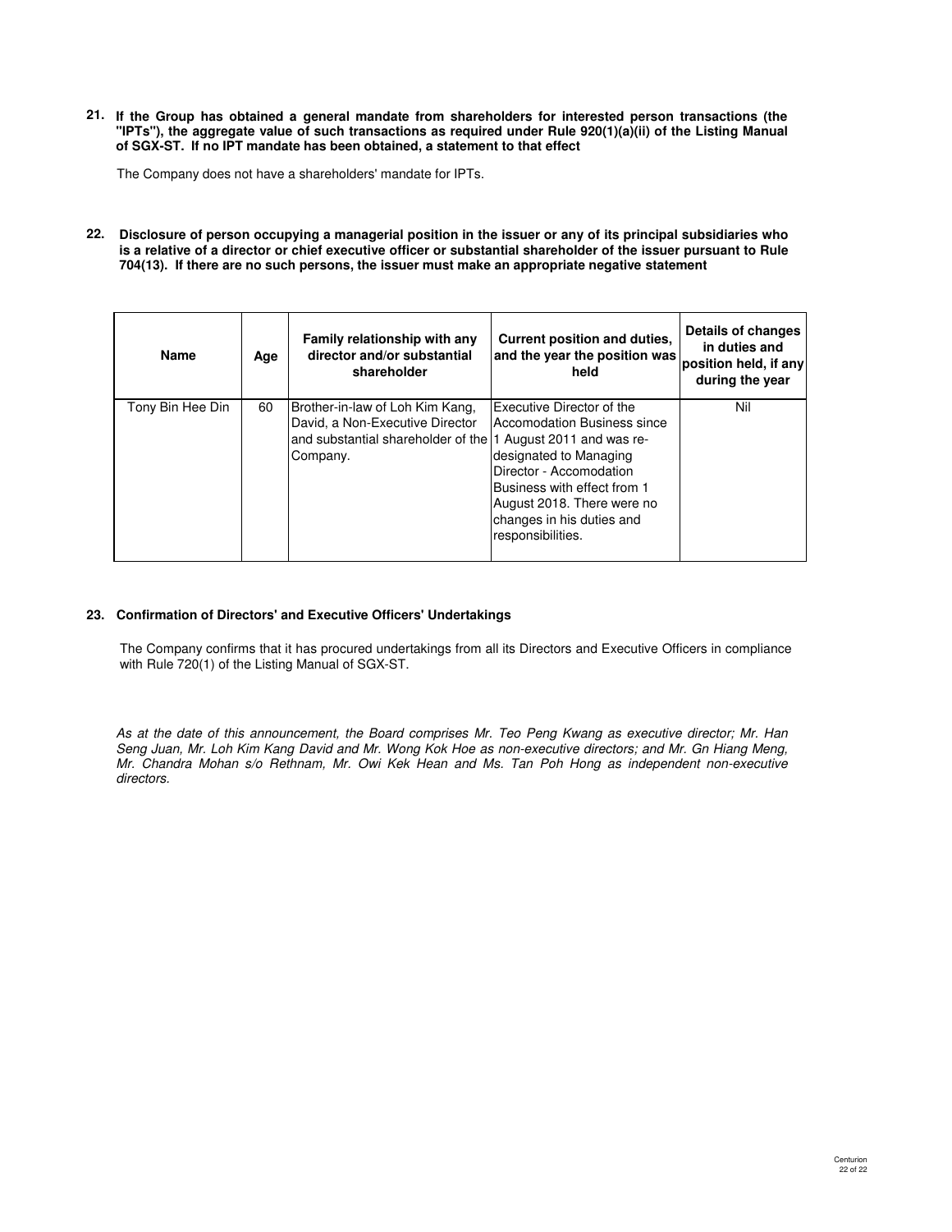**21. If the Group has obtained a general mandate from shareholders for interested person transactions (the "IPTs"), the aggregate value of such transactions as required under Rule 920(1)(a)(ii) of the Listing Manual of SGX-ST. If no IPT mandate has been obtained, a statement to that effect**

The Company does not have a shareholders' mandate for IPTs.

**22. Disclosure of person occupying a managerial position in the issuer or any of its principal subsidiaries who is a relative of a director or chief executive officer or substantial shareholder of the issuer pursuant to Rule 704(13). If there are no such persons, the issuer must make an appropriate negative statement**

| Name | Age | Family relationship with any director and/or substantial shareholder | Current position and duties, and the year the position was held | Details of changes in duties and position held, if any during the year |
|---|---|---|---|---|
| Tony Bin Hee Din | 60 | Brother-in-law of Loh Kim Kang, David, a Non-Executive Director and substantial shareholder of the Company. | Executive Director of the Accomodation Business since 1 August 2011 and was re-designated to Managing Director - Accomodation Business with effect from 1 August 2018. There were no changes in his duties and responsibilities. | Nil |

**23. Confirmation of Directors' and Executive Officers' Undertakings**

The Company confirms that it has procured undertakings from all its Directors and Executive Officers in compliance with Rule 720(1) of the Listing Manual of SGX-ST.

*As at the date of this announcement, the Board comprises Mr. Teo Peng Kwang as executive director; Mr. Han Seng Juan, Mr. Loh Kim Kang David and Mr. Wong Kok Hoe as non-executive directors; and Mr. Gn Hiang Meng, Mr. Chandra Mohan s/o Rethnam, Mr. Owi Kek Hean and Ms. Tan Poh Hong as independent non-executive directors.*